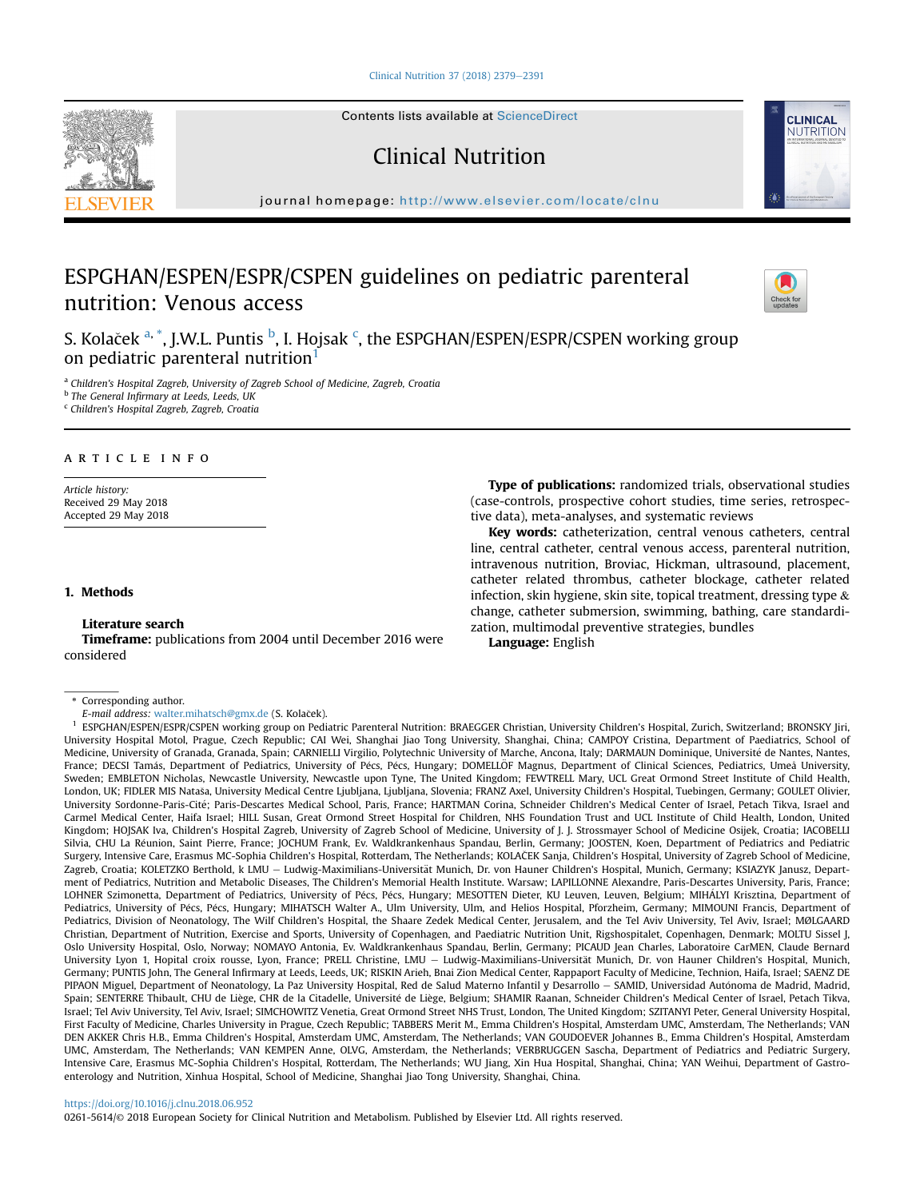# ESPGHAN/ESPEN/ESPR/CSPEN guidelines on pediatric parenteral nutrition: Venous access

S. Kolaček [a,*], J.W.L. Puntis [b], I. Hojsak [c], the ESPGHAN/ESPEN/ESPR/CSPEN working group on pediatric parenteral nutrition[1]

[a] Children's Hospital Zagreb, University of Zagreb School of Medicine, Zagreb, Croatia
[b] The General Infirmary at Leeds, Leeds, UK
[c] Children's Hospital Zagreb, Zagreb, Croatia

ARTICLE INFO

*Article history:*
Received 29 May 2018
Accepted 29 May 2018

## 1. Methods

### Literature search

**Timeframe:** publications from 2004 until December 2016 were considered

**Type of publications:** randomized trials, observational studies (case-controls, prospective cohort studies, time series, retrospective data), meta-analyses, and systematic reviews

**Key words:** catheterization, central venous catheters, central line, central catheter, central venous access, parenteral nutrition, intravenous nutrition, Broviac, Hickman, ultrasound, placement, catheter related thrombus, catheter blockage, catheter related infection, skin hygiene, skin site, topical treatment, dressing type & change, catheter submersion, swimming, bathing, care standardization, multimodal preventive strategies, bundles

**Language:** English

---

\* Corresponding author.
*E-mail address:* walter.mihatsch@gmx.de (S. Kolaček).

[1] ESPGHAN/ESPEN/ESPR/CSPEN working group on Pediatric Parenteral Nutrition: BRAEGGER Christian, University Children's Hospital, Zurich, Switzerland; BRONSKY Jiri, University Hospital Motol, Prague, Czech Republic; CAI Wei, Shanghai Jiao Tong University, Shanghai, China; CAMPOY Cristina, Department of Paediatrics, School of Medicine, University of Granada, Granada, Spain; CARNIELLI Virgilio, Polytechnic University of Marche, Ancona, Italy; DARMAUN Dominique, Université de Nantes, Nantes, France; DECSI Tamás, Department of Pediatrics, University of Pécs, Pécs, Hungary; DOMELLÖF Magnus, Department of Clinical Sciences, Pediatrics, Umeå University, Sweden; EMBLETON Nicholas, Newcastle University, Newcastle upon Tyne, The United Kingdom; FEWTRELL Mary, UCL Great Ormond Street Institute of Child Health, London, UK; FIDLER MIS Nataša, University Medical Centre Ljubljana, Ljubljana, Slovenia; FRANZ Axel, University Children's Hospital, Tuebingen, Germany; GOULET Olivier, University Sordonne-Paris-Cité; Paris-Descartes Medical School, Paris, France; HARTMAN Corina, Schneider Children's Medical Center of Israel, Petach Tikva, Israel and Carmel Medical Center, Haifa Israel; HILL Susan, Great Ormond Street Hospital for Children, NHS Foundation Trust and UCL Institute of Child Health, London, United Kingdom; HOJSAK Iva, Children's Hospital Zagreb, University of Zagreb School of Medicine, University of J. J. Strossmayer School of Medicine Osijek, Croatia; IACOBELLI Silvia, CHU La Réunion, Saint Pierre, France; JOCHUM Frank, Ev. Waldkrankenhaus Spandau, Berlin, Germany; JOOSTEN, Koen, Department of Pediatrics and Pediatric Surgery, Intensive Care, Erasmus MC-Sophia Children's Hospital, Rotterdam, The Netherlands; KOLAČEK Sanja, Children's Hospital, University of Zagreb School of Medicine, Zagreb, Croatia; KOLETZKO Berthold, k LMU – Ludwig-Maximilians-Universität Munich, Dr. von Hauner Children's Hospital, Munich, Germany; KSIAZYK Janusz, Department of Pediatrics, Nutrition and Metabolic Diseases, The Children's Memorial Health Institute. Warsaw; LAPILLONNE Alexandre, Paris-Descartes University, Paris, France; LOHNER Szimonetta, Department of Pediatrics, University of Pécs, Pécs, Hungary; MESOTTEN Dieter, KU Leuven, Leuven, Belgium; MIHÁLYI Krisztina, Department of Pediatrics, University of Pécs, Pécs, Hungary; MIHATSCH Walter A., Ulm University, Ulm, and Helios Hospital, Pforzheim, Germany; MIMOUNI Francis, Department of Pediatrics, Division of Neonatology, The Wilf Children's Hospital, the Shaare Zedek Medical Center, Jerusalem, and the Tel Aviv University, Tel Aviv, Israel; MØLGAARD Christian, Department of Nutrition, Exercise and Sports, University of Copenhagen, and Paediatric Nutrition Unit, Rigshospitalet, Copenhagen, Denmark; MOLTU Sissel J, Oslo University Hospital, Oslo, Norway; NOMAYO Antonia, Ev. Waldkrankenhaus Spandau, Berlin, Germany; PICAUD Jean Charles, Laboratoire CarMEN, Claude Bernard University Lyon 1, Hopital croix rousse, Lyon, France; PRELL Christine, LMU – Ludwig-Maximilians-Universität Munich, Dr. von Hauner Children's Hospital, Munich, Germany; PUNTIS John, The General Infirmary at Leeds, Leeds, UK; RISKIN Arieh, Bnai Zion Medical Center, Rappaport Faculty of Medicine, Technion, Haifa, Israel; SAENZ DE PIPAON Miguel, Department of Neonatology, La Paz University Hospital, Red de Salud Materno Infantil y Desarrollo – SAMID, Universidad Autónoma de Madrid, Madrid, Spain; SENTERRE Thibault, CHU de Liège, CHR de la Citadelle, Université de Liège, Belgium; SHAMIR Raanan, Schneider Children's Medical Center of Israel, Petach Tikva, Israel; Tel Aviv University, Tel Aviv, Israel; SIMCHOWITZ Venetia, Great Ormond Street NHS Trust, London, The United Kingdom; SZITANYI Peter, General University Hospital, First Faculty of Medicine, Charles University in Prague, Czech Republic; TABBERS Merit M., Emma Children's Hospital, Amsterdam UMC, Amsterdam, The Netherlands; VAN DEN AKKER Chris H.B., Emma Children's Hospital, Amsterdam UMC, Amsterdam, The Netherlands; VAN GOUDOEVER Johannes B., Emma Children's Hospital, Amsterdam UMC, Amsterdam, The Netherlands; VAN KEMPEN Anne, OLVG, Amsterdam, the Netherlands; VERBRUGGEN Sascha, Department of Pediatrics and Pediatric Surgery, Intensive Care, Erasmus MC-Sophia Children's Hospital, Rotterdam, The Netherlands; WU Jiang, Xin Hua Hospital, Shanghai, China; YAN Weihui, Department of Gastroenterology and Nutrition, Xinhua Hospital, School of Medicine, Shanghai Jiao Tong University, Shanghai, China.

https://doi.org/10.1016/j.clnu.2018.06.952
0261-5614/© 2018 European Society for Clinical Nutrition and Metabolism. Published by Elsevier Ltd. All rights reserved.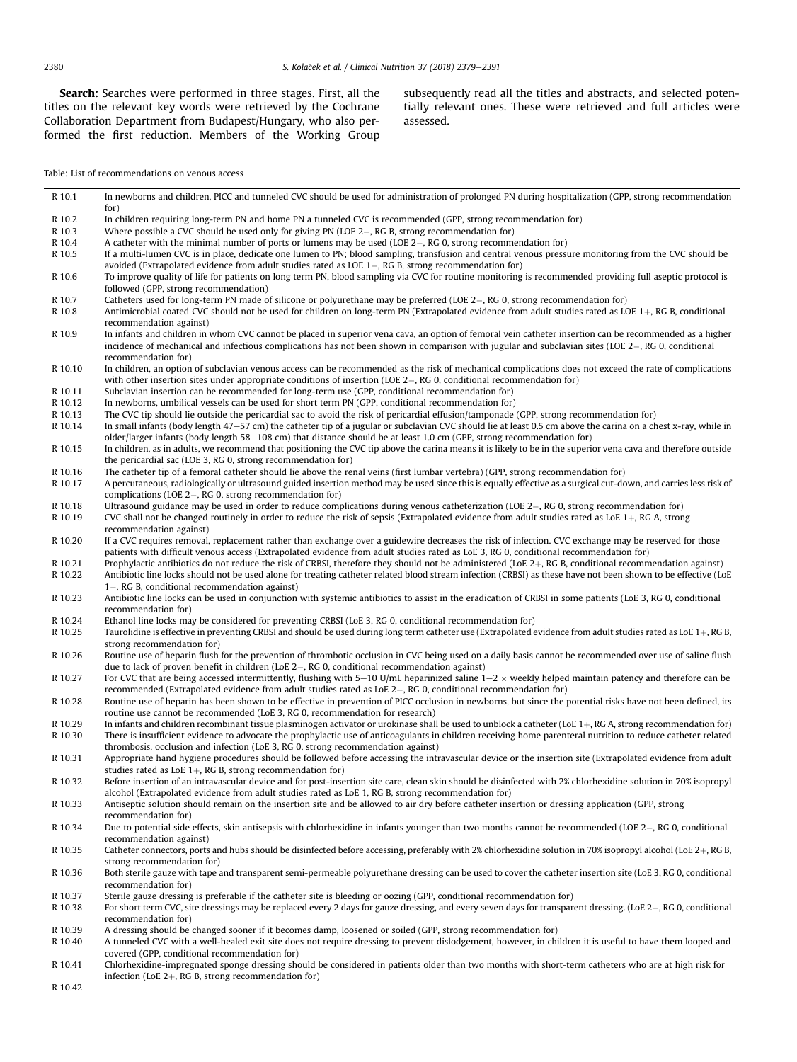**Search:** Searches were performed in three stages. First, all the titles on the relevant key words were retrieved by the Cochrane Collaboration Department from Budapest/Hungary, who also performed the first reduction. Members of the Working Group subsequently read all the titles and abstracts, and selected potentially relevant ones. These were retrieved and full articles were assessed.

Table: List of recommendations on venous access

| | |
|---|---|
| R 10.1 | In newborns and children, PICC and tunneled CVC should be used for administration of prolonged PN during hospitalization (GPP, strong recommendation for) |
| R 10.2 | In children requiring long-term PN and home PN a tunneled CVC is recommended (GPP, strong recommendation for) |
| R 10.3 | Where possible a CVC should be used only for giving PN (LOE 2−, RG B, strong recommendation for) |
| R 10.4 | A catheter with the minimal number of ports or lumens may be used (LOE 2−, RG 0, strong recommendation for) |
| R 10.5 | If a multi-lumen CVC is in place, dedicate one lumen to PN; blood sampling, transfusion and central venous pressure monitoring from the CVC should be avoided (Extrapolated evidence from adult studies rated as LOE 1−, RG B, strong recommendation for) |
| R 10.6 | To improve quality of life for patients on long term PN, blood sampling via CVC for routine monitoring is recommended providing full aseptic protocol is followed (GPP, strong recommendation) |
| R 10.7 | Catheters used for long-term PN made of silicone or polyurethane may be preferred (LOE 2−, RG 0, strong recommendation for) |
| R 10.8 | Antimicrobial coated CVC should not be used for children on long-term PN (Extrapolated evidence from adult studies rated as LOE 1+, RG B, conditional recommendation against) |
| R 10.9 | In infants and children in whom CVC cannot be placed in superior vena cava, an option of femoral vein catheter insertion can be recommended as a higher incidence of mechanical and infectious complications has not been shown in comparison with jugular and subclavian sites (LOE 2−, RG 0, conditional recommendation for) |
| R 10.10 | In children, an option of subclavian venous access can be recommended as the risk of mechanical complications does not exceed the rate of complications with other insertion sites under appropriate conditions of insertion (LOE 2−, RG 0, conditional recommendation for) |
| R 10.11 | Subclavian insertion can be recommended for long-term use (GPP, conditional recommendation for) |
| R 10.12 | In newborns, umbilical vessels can be used for short term PN (GPP, conditional recommendation for) |
| R 10.13 | The CVC tip should lie outside the pericardial sac to avoid the risk of pericardial effusion/tamponade (GPP, strong recommendation for) |
| R 10.14 | In small infants (body length 47−57 cm) the catheter tip of a jugular or subclavian CVC should lie at least 0.5 cm above the carina on a chest x-ray, while in older/larger infants (body length 58−108 cm) that distance should be at least 1.0 cm (GPP, strong recommendation for) |
| R 10.15 | In children, as in adults, we recommend that positioning the CVC tip above the carina means it is likely to be in the superior vena cava and therefore outside the pericardial sac (LOE 3, RG 0, strong recommendation for) |
| R 10.16 | The catheter tip of a femoral catheter should lie above the renal veins (first lumbar vertebra) (GPP, strong recommendation for) |
| R 10.17 | A percutaneous, radiologically or ultrasound guided insertion method may be used since this is equally effective as a surgical cut-down, and carries less risk of complications (LOE 2−, RG 0, strong recommendation for) |
| R 10.18 | Ultrasound guidance may be used in order to reduce complications during venous catheterization (LOE 2−, RG 0, strong recommendation for) |
| R 10.19 | CVC shall not be changed routinely in order to reduce the risk of sepsis (Extrapolated evidence from adult studies rated as LoE 1+, RG A, strong recommendation against) |
| R 10.20 | If a CVC requires removal, replacement rather than exchange over a guidewire decreases the risk of infection. CVC exchange may be reserved for those patients with difficult venous access (Extrapolated evidence from adult studies rated as LoE 3, RG 0, conditional recommendation for) |
| R 10.21 | Prophylactic antibiotics do not reduce the risk of CRBSI, therefore they should not be administered (LoE 2+, RG B, conditional recommendation against) |
| R 10.22 | Antibiotic line locks should not be used alone for treating catheter related blood stream infection (CRBSI) as these have not been shown to be effective (LoE 1−, RG B, conditional recommendation against) |
| R 10.23 | Antibiotic line locks can be used in conjunction with systemic antibiotics to assist in the eradication of CRBSI in some patients (LoE 3, RG 0, conditional recommendation for) |
| R 10.24 | Ethanol line locks may be considered for preventing CRBSI (LoE 3, RG 0, conditional recommendation for) |
| R 10.25 | Taurolidine is effective in preventing CRBSI and should be used during long term catheter use (Extrapolated evidence from adult studies rated as LoE 1+, RG B, strong recommendation for) |
| R 10.26 | Routine use of heparin flush for the prevention of thrombotic occlusion in CVC being used on a daily basis cannot be recommended over use of saline flush due to lack of proven benefit in children (LoE 2−, RG 0, conditional recommendation against) |
| R 10.27 | For CVC that are being accessed intermittently, flushing with 5−10 U/mL heparinized saline 1−2 × weekly helped maintain patency and therefore can be recommended (Extrapolated evidence from adult studies rated as LoE 2−, RG 0, conditional recommendation for) |
| R 10.28 | Routine use of heparin has been shown to be effective in prevention of PICC occlusion in newborns, but since the potential risks have not been defined, its routine use cannot be recommended (LoE 3, RG 0, recommendation for research) |
| R 10.29 | In infants and children recombinant tissue plasminogen activator or urokinase shall be used to unblock a catheter (LoE 1+, RG A, strong recommendation for) |
| R 10.30 | There is insufficient evidence to advocate the prophylactic use of anticoagulants in children receiving home parenteral nutrition to reduce catheter related thrombosis, occlusion and infection (LoE 3, RG 0, strong recommendation against) |
| R 10.31 | Appropriate hand hygiene procedures should be followed before accessing the intravascular device or the insertion site (Extrapolated evidence from adult studies rated as LoE 1+, RG B, strong recommendation for) |
| R 10.32 | Before insertion of an intravascular device and for post-insertion site care, clean skin should be disinfected with 2% chlorhexidine solution in 70% isopropyl alcohol (Extrapolated evidence from adult studies rated as LoE 1, RG B, strong recommendation for) |
| R 10.33 | Antiseptic solution should remain on the insertion site and be allowed to air dry before catheter insertion or dressing application (GPP, strong recommendation for) |
| R 10.34 | Due to potential side effects, skin antisepsis with chlorhexidine in infants younger than two months cannot be recommended (LOE 2−, RG 0, conditional recommendation against) |
| R 10.35 | Catheter connectors, ports and hubs should be disinfected before accessing, preferably with 2% chlorhexidine solution in 70% isopropyl alcohol (LoE 2+, RG B, strong recommendation for) |
| R 10.36 | Both sterile gauze with tape and transparent semi-permeable polyurethane dressing can be used to cover the catheter insertion site (LoE 3, RG 0, conditional recommendation for) |
| R 10.37 | Sterile gauze dressing is preferable if the catheter site is bleeding or oozing (GPP, conditional recommendation for) |
| R 10.38 | For short term CVC, site dressings may be replaced every 2 days for gauze dressing, and every seven days for transparent dressing. (LoE 2−, RG 0, conditional recommendation for) |
| R 10.39 | A dressing should be changed sooner if it becomes damp, loosened or soiled (GPP, strong recommendation for) |
| R 10.40 | A tunneled CVC with a well-healed exit site does not require dressing to prevent dislodgement, however, in children it is useful to have them looped and covered (GPP, conditional recommendation for) |
| R 10.41 | Chlorhexidine-impregnated sponge dressing should be considered in patients older than two months with short-term catheters who are at high risk for infection (LoE 2+, RG B, strong recommendation for) |
| R 10.42 | |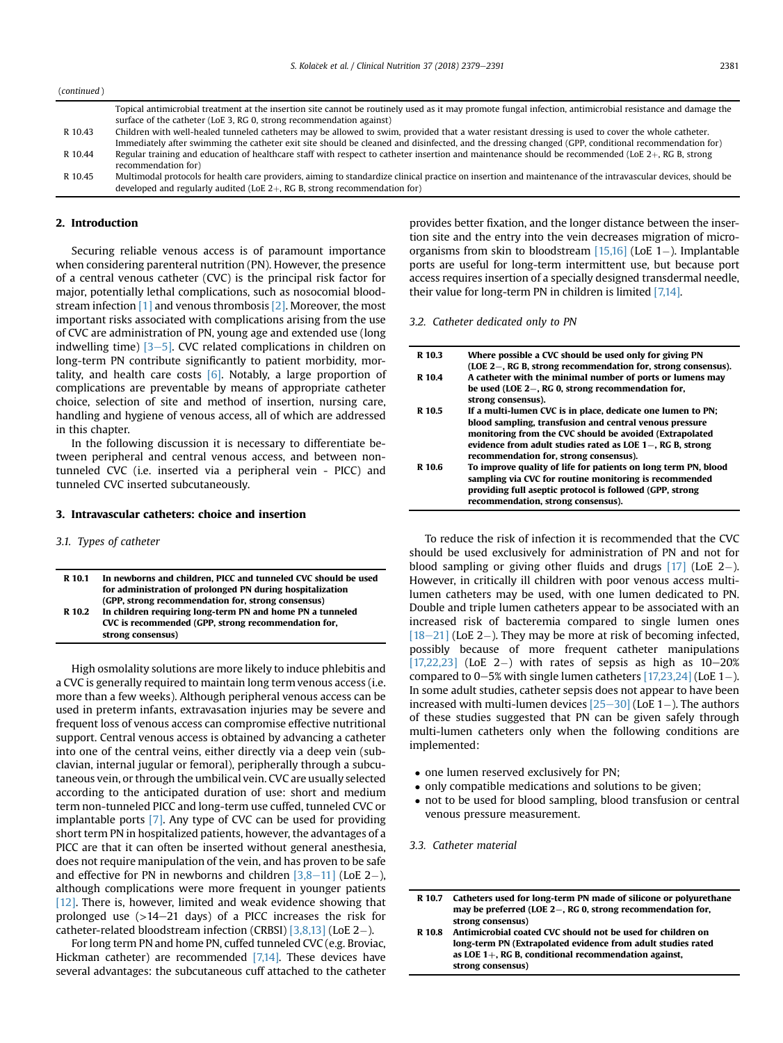(*continued*)

| | |
|---|---|
| | Topical antimicrobial treatment at the insertion site cannot be routinely used as it may promote fungal infection, antimicrobial resistance and damage the surface of the catheter (LoE 3, RG 0, strong recommendation against) |
| R 10.43 | Children with well-healed tunneled catheters may be allowed to swim, provided that a water resistant dressing is used to cover the whole catheter. Immediately after swimming the catheter exit site should be cleaned and disinfected, and the dressing changed (GPP, conditional recommendation for) |
| R 10.44 | Regular training and education of healthcare staff with respect to catheter insertion and maintenance should be recommended (LoE 2+, RG B, strong recommendation for) |
| R 10.45 | Multimodal protocols for health care providers, aiming to standardize clinical practice on insertion and maintenance of the intravascular devices, should be developed and regularly audited (LoE 2+, RG B, strong recommendation for) |

## 2. Introduction

Securing reliable venous access is of paramount importance when considering parenteral nutrition (PN). However, the presence of a central venous catheter (CVC) is the principal risk factor for major, potentially lethal complications, such as nosocomial bloodstream infection [1] and venous thrombosis [2]. Moreover, the most important risks associated with complications arising from the use of CVC are administration of PN, young age and extended use (long indwelling time) [3–5]. CVC related complications in children on long-term PN contribute significantly to patient morbidity, mortality, and health care costs [6]. Notably, a large proportion of complications are preventable by means of appropriate catheter choice, selection of site and method of insertion, nursing care, handling and hygiene of venous access, all of which are addressed in this chapter.

In the following discussion it is necessary to differentiate between peripheral and central venous access, and between non-tunneled CVC (i.e. inserted via a peripheral vein - PICC) and tunneled CVC inserted subcutaneously.

## 3. Intravascular catheters: choice and insertion

### 3.1. Types of catheter

| | |
|---|---|
| **R 10.1** | **In newborns and children, PICC and tunneled CVC should be used for administration of prolonged PN during hospitalization (GPP, strong recommendation for, strong consensus)** |
| **R 10.2** | **In children requiring long-term PN and home PN a tunneled CVC is recommended (GPP, strong recommendation for, strong consensus)** |

High osmolality solutions are more likely to induce phlebitis and a CVC is generally required to maintain long term venous access (i.e. more than a few weeks). Although peripheral venous access can be used in preterm infants, extravasation injuries may be severe and frequent loss of venous access can compromise effective nutritional support. Central venous access is obtained by advancing a catheter into one of the central veins, either directly via a deep vein (subclavian, internal jugular or femoral), peripherally through a subcutaneous vein, or through the umbilical vein. CVC are usually selected according to the anticipated duration of use: short and medium term non-tunneled PICC and long-term use cuffed, tunneled CVC or implantable ports [7]. Any type of CVC can be used for providing short term PN in hospitalized patients, however, the advantages of a PICC are that it can often be inserted without general anesthesia, does not require manipulation of the vein, and has proven to be safe and effective for PN in newborns and children [3,8–11] (LoE 2−), although complications were more frequent in younger patients [12]. There is, however, limited and weak evidence showing that prolonged use (>14–21 days) of a PICC increases the risk for catheter-related bloodstream infection (CRBSI) [3,8,13] (LoE 2−).

For long term PN and home PN, cuffed tunneled CVC (e.g. Broviac, Hickman catheter) are recommended [7,14]. These devices have several advantages: the subcutaneous cuff attached to the catheter provides better fixation, and the longer distance between the insertion site and the entry into the vein decreases migration of microorganisms from skin to bloodstream [15,16] (LoE 1−). Implantable ports are useful for long-term intermittent use, but because port access requires insertion of a specially designed transdermal needle, their value for long-term PN in children is limited [7,14].

### 3.2. Catheter dedicated only to PN

| | |
|---|---|
| **R 10.3** | **Where possible a CVC should be used only for giving PN (LOE 2−, RG B, strong recommendation for, strong consensus).** |
| **R 10.4** | **A catheter with the minimal number of ports or lumens may be used (LOE 2−, RG 0, strong recommendation for, strong consensus).** |
| **R 10.5** | **If a multi-lumen CVC is in place, dedicate one lumen to PN; blood sampling, transfusion and central venous pressure monitoring from the CVC should be avoided (Extrapolated evidence from adult studies rated as LOE 1−, RG B, strong recommendation for, strong consensus).** |
| **R 10.6** | **To improve quality of life for patients on long term PN, blood sampling via CVC for routine monitoring is recommended providing full aseptic protocol is followed (GPP, strong recommendation, strong consensus).** |

To reduce the risk of infection it is recommended that the CVC should be used exclusively for administration of PN and not for blood sampling or giving other fluids and drugs [17] (LoE 2−). However, in critically ill children with poor venous access multi-lumen catheters may be used, with one lumen dedicated to PN. Double and triple lumen catheters appear to be associated with an increased risk of bacteremia compared to single lumen ones [18–21] (LoE 2−). They may be more at risk of becoming infected, possibly because of more frequent catheter manipulations [17,22,23] (LoE 2−) with rates of sepsis as high as 10–20% compared to 0–5% with single lumen catheters [17,23,24] (LoE 1−). In some adult studies, catheter sepsis does not appear to have been increased with multi-lumen devices [25–30] (LoE 1−). The authors of these studies suggested that PN can be given safely through multi-lumen catheters only when the following conditions are implemented:

- one lumen reserved exclusively for PN;
- only compatible medications and solutions to be given;
- not to be used for blood sampling, blood transfusion or central venous pressure measurement.

### 3.3. Catheter material

| | |
|---|---|
| **R 10.7** | **Catheters used for long-term PN made of silicone or polyurethane may be preferred (LOE 2−, RG 0, strong recommendation for, strong consensus)** |
| **R 10.8** | **Antimicrobial coated CVC should not be used for children on long-term PN (Extrapolated evidence from adult studies rated as LOE 1+, RG B, conditional recommendation against, strong consensus)** |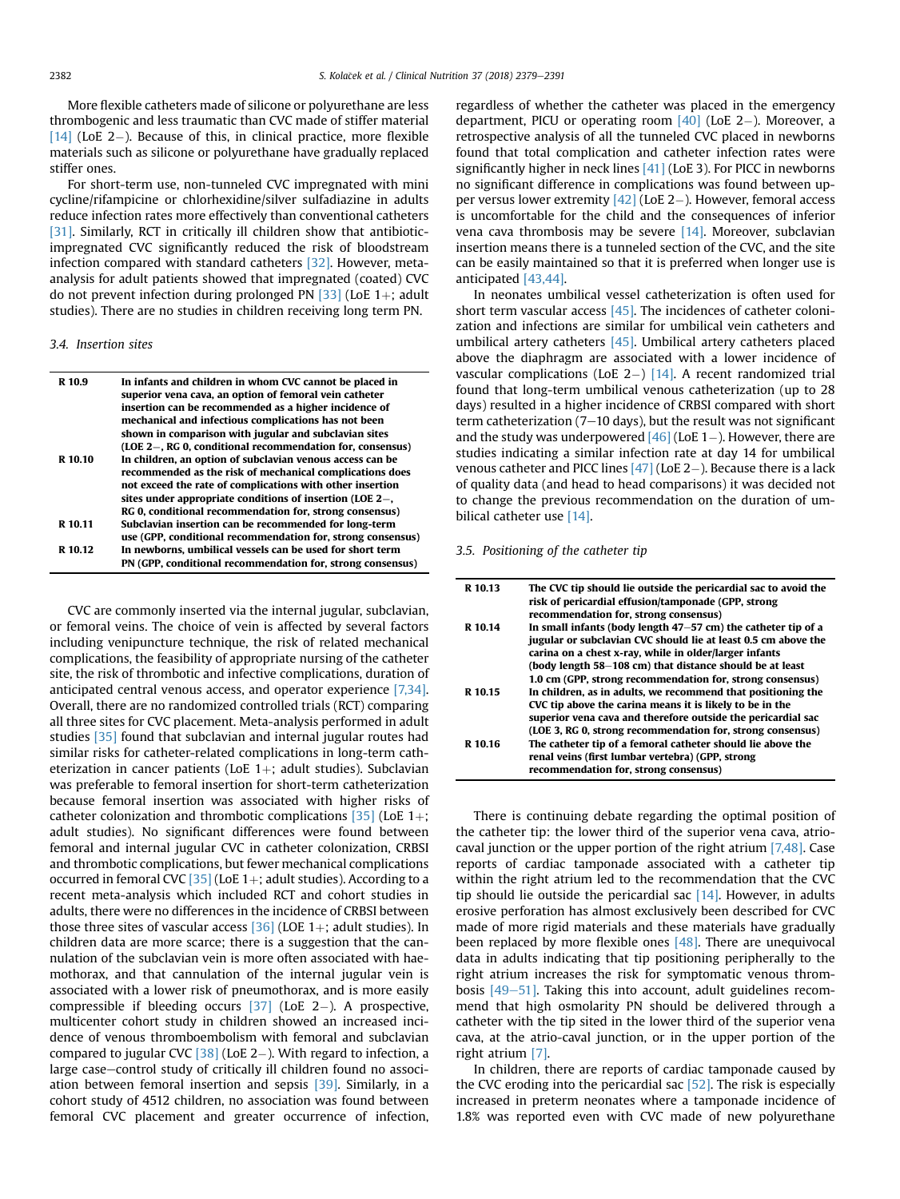More flexible catheters made of silicone or polyurethane are less thrombogenic and less traumatic than CVC made of stiffer material [14] (LoE 2−). Because of this, in clinical practice, more flexible materials such as silicone or polyurethane have gradually replaced stiffer ones.

For short-term use, non-tunneled CVC impregnated with mini cycline/rifampicine or chlorhexidine/silver sulfadiazine in adults reduce infection rates more effectively than conventional catheters [31]. Similarly, RCT in critically ill children show that antibiotic-impregnated CVC significantly reduced the risk of bloodstream infection compared with standard catheters [32]. However, meta-analysis for adult patients showed that impregnated (coated) CVC do not prevent infection during prolonged PN [33] (LoE 1+; adult studies). There are no studies in children receiving long term PN.

### 3.4. Insertion sites

| | |
|---|---|
| **R 10.9** | **In infants and children in whom CVC cannot be placed in superior vena cava, an option of femoral vein catheter insertion can be recommended as a higher incidence of mechanical and infectious complications has not been shown in comparison with jugular and subclavian sites (LOE 2−, RG 0, conditional recommendation for, consensus)** |
| **R 10.10** | **In children, an option of subclavian venous access can be recommended as the risk of mechanical complications does not exceed the rate of complications with other insertion sites under appropriate conditions of insertion (LOE 2−, RG 0, conditional recommendation for, strong consensus)** |
| **R 10.11** | **Subclavian insertion can be recommended for long-term use (GPP, conditional recommendation for, strong consensus)** |
| **R 10.12** | **In newborns, umbilical vessels can be used for short term PN (GPP, conditional recommendation for, strong consensus)** |

CVC are commonly inserted via the internal jugular, subclavian, or femoral veins. The choice of vein is affected by several factors including venipuncture technique, the risk of related mechanical complications, the feasibility of appropriate nursing of the catheter site, the risk of thrombotic and infective complications, duration of anticipated central venous access, and operator experience [7,34]. Overall, there are no randomized controlled trials (RCT) comparing all three sites for CVC placement. Meta-analysis performed in adult studies [35] found that subclavian and internal jugular routes had similar risks for catheter-related complications in long-term catheterization in cancer patients (LoE 1+; adult studies). Subclavian was preferable to femoral insertion for short-term catheterization because femoral insertion was associated with higher risks of catheter colonization and thrombotic complications [35] (LoE 1+; adult studies). No significant differences were found between femoral and internal jugular CVC in catheter colonization, CRBSI and thrombotic complications, but fewer mechanical complications occurred in femoral CVC [35] (LoE 1+; adult studies). According to a recent meta-analysis which included RCT and cohort studies in adults, there were no differences in the incidence of CRBSI between those three sites of vascular access [36] (LOE 1+; adult studies). In children data are more scarce; there is a suggestion that the cannulation of the subclavian vein is more often associated with haemothorax, and that cannulation of the internal jugular vein is associated with a lower risk of pneumothorax, and is more easily compressible if bleeding occurs [37] (LoE 2−). A prospective, multicenter cohort study in children showed an increased incidence of venous thromboembolism with femoral and subclavian compared to jugular CVC [38] (LoE 2−). With regard to infection, a large case–control study of critically ill children found no association between femoral insertion and sepsis [39]. Similarly, in a cohort study of 4512 children, no association was found between femoral CVC placement and greater occurrence of infection, regardless of whether the catheter was placed in the emergency department, PICU or operating room [40] (LoE 2−). Moreover, a retrospective analysis of all the tunneled CVC placed in newborns found that total complication and catheter infection rates were significantly higher in neck lines [41] (LoE 3). For PICC in newborns no significant difference in complications was found between upper versus lower extremity [42] (LoE 2−). However, femoral access is uncomfortable for the child and the consequences of inferior vena cava thrombosis may be severe [14]. Moreover, subclavian insertion means there is a tunneled section of the CVC, and the site can be easily maintained so that it is preferred when longer use is anticipated [43,44].

In neonates umbilical vessel catheterization is often used for short term vascular access [45]. The incidences of catheter colonization and infections are similar for umbilical vein catheters and umbilical artery catheters [45]. Umbilical artery catheters placed above the diaphragm are associated with a lower incidence of vascular complications (LoE 2−) [14]. A recent randomized trial found that long-term umbilical venous catheterization (up to 28 days) resulted in a higher incidence of CRBSI compared with short term catheterization (7–10 days), but the result was not significant and the study was underpowered [46] (LoE 1−). However, there are studies indicating a similar infection rate at day 14 for umbilical venous catheter and PICC lines [47] (LoE 2−). Because there is a lack of quality data (and head to head comparisons) it was decided not to change the previous recommendation on the duration of umbilical catheter use [14].

### 3.5. Positioning of the catheter tip

| | |
|---|---|
| **R 10.13** | **The CVC tip should lie outside the pericardial sac to avoid the risk of pericardial effusion/tamponade (GPP, strong recommendation for, strong consensus)** |
| **R 10.14** | **In small infants (body length 47–57 cm) the catheter tip of a jugular or subclavian CVC should lie at least 0.5 cm above the carina on a chest x-ray, while in older/larger infants (body length 58–108 cm) that distance should be at least 1.0 cm (GPP, strong recommendation for, strong consensus)** |
| **R 10.15** | **In children, as in adults, we recommend that positioning the CVC tip above the carina means it is likely to be in the superior vena cava and therefore outside the pericardial sac (LOE 3, RG 0, strong recommendation for, strong consensus)** |
| **R 10.16** | **The catheter tip of a femoral catheter should lie above the renal veins (first lumbar vertebra) (GPP, strong recommendation for, strong consensus)** |

There is continuing debate regarding the optimal position of the catheter tip: the lower third of the superior vena cava, atrio-caval junction or the upper portion of the right atrium [7,48]. Case reports of cardiac tamponade associated with a catheter tip within the right atrium led to the recommendation that the CVC tip should lie outside the pericardial sac [14]. However, in adults erosive perforation has almost exclusively been described for CVC made of more rigid materials and these materials have gradually been replaced by more flexible ones [48]. There are unequivocal data in adults indicating that tip positioning peripherally to the right atrium increases the risk for symptomatic venous thrombosis [49–51]. Taking this into account, adult guidelines recommend that high osmolarity PN should be delivered through a catheter with the tip sited in the lower third of the superior vena cava, at the atrio-caval junction, or in the upper portion of the right atrium [7].

In children, there are reports of cardiac tamponade caused by the CVC eroding into the pericardial sac [52]. The risk is especially increased in preterm neonates where a tamponade incidence of 1.8% was reported even with CVC made of new polyurethane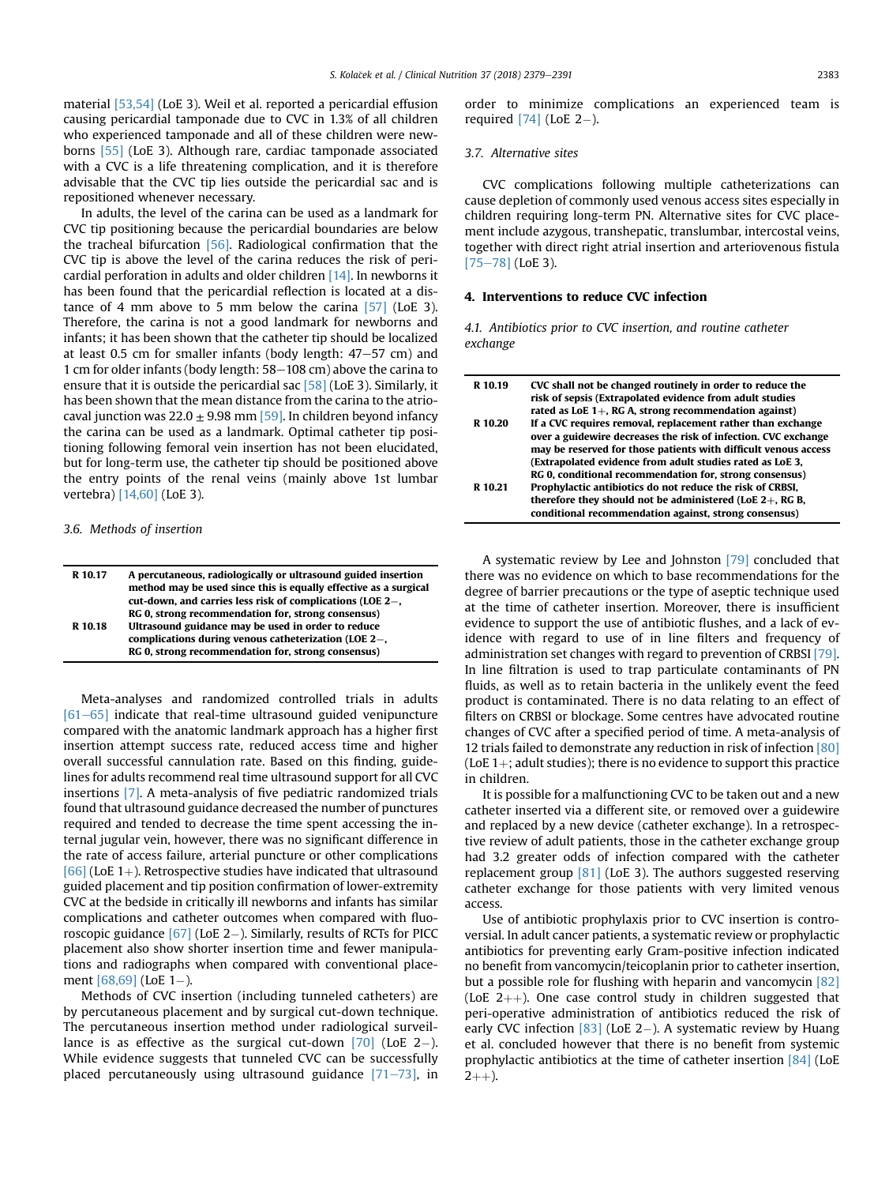material [53,54] (LoE 3). Weil et al. reported a pericardial effusion causing pericardial tamponade due to CVC in 1.3% of all children who experienced tamponade and all of these children were newborns [55] (LoE 3). Although rare, cardiac tamponade associated with a CVC is a life threatening complication, and it is therefore advisable that the CVC tip lies outside the pericardial sac and is repositioned whenever necessary.

In adults, the level of the carina can be used as a landmark for CVC tip positioning because the pericardial boundaries are below the tracheal bifurcation [56]. Radiological confirmation that the CVC tip is above the level of the carina reduces the risk of pericardial perforation in adults and older children [14]. In newborns it has been found that the pericardial reflection is located at a distance of 4 mm above to 5 mm below the carina [57] (LoE 3). Therefore, the carina is not a good landmark for newborns and infants; it has been shown that the catheter tip should be localized at least 0.5 cm for smaller infants (body length: 47–57 cm) and 1 cm for older infants (body length: 58–108 cm) above the carina to ensure that it is outside the pericardial sac [58] (LoE 3). Similarly, it has been shown that the mean distance from the carina to the atriocaval junction was $22.0 \pm 9.98$ mm [59]. In children beyond infancy the carina can be used as a landmark. Optimal catheter tip positioning following femoral vein insertion has not been elucidated, but for long-term use, the catheter tip should be positioned above the entry points of the renal veins (mainly above 1st lumbar vertebra) [14,60] (LoE 3).

### 3.6. Methods of insertion

| | |
|---|---|
| **R 10.17** | **A percutaneous, radiologically or ultrasound guided insertion method may be used since this is equally effective as a surgical cut-down, and carries less risk of complications (LOE 2−, RG 0, strong recommendation for, strong consensus)** |
| **R 10.18** | **Ultrasound guidance may be used in order to reduce complications during venous catheterization (LOE 2−, RG 0, strong recommendation for, strong consensus)** |

Meta-analyses and randomized controlled trials in adults [61–65] indicate that real-time ultrasound guided venipuncture compared with the anatomic landmark approach has a higher first insertion attempt success rate, reduced access time and higher overall successful cannulation rate. Based on this finding, guidelines for adults recommend real time ultrasound support for all CVC insertions [7]. A meta-analysis of five pediatric randomized trials found that ultrasound guidance decreased the number of punctures required and tended to decrease the time spent accessing the internal jugular vein, however, there was no significant difference in the rate of access failure, arterial puncture or other complications [66] (LoE 1+). Retrospective studies have indicated that ultrasound guided placement and tip position confirmation of lower-extremity CVC at the bedside in critically ill newborns and infants has similar complications and catheter outcomes when compared with fluoroscopic guidance [67] (LoE 2−). Similarly, results of RCTs for PICC placement also show shorter insertion time and fewer manipulations and radiographs when compared with conventional placement [68,69] (LoE 1−).

Methods of CVC insertion (including tunneled catheters) are by percutaneous placement and by surgical cut-down technique. The percutaneous insertion method under radiological surveillance is as effective as the surgical cut-down [70] (LoE 2−). While evidence suggests that tunneled CVC can be successfully placed percutaneously using ultrasound guidance [71–73], in order to minimize complications an experienced team is required [74] (LoE 2−).

### 3.7. Alternative sites

CVC complications following multiple catheterizations can cause depletion of commonly used venous access sites especially in children requiring long-term PN. Alternative sites for CVC placement include azygous, transhepatic, translumbar, intercostal veins, together with direct right atrial insertion and arteriovenous fistula [75–78] (LoE 3).

## 4. Interventions to reduce CVC infection

### 4.1. Antibiotics prior to CVC insertion, and routine catheter exchange

| | |
|---|---|
| **R 10.19** | **CVC shall not be changed routinely in order to reduce the risk of sepsis (Extrapolated evidence from adult studies rated as LoE 1+, RG A, strong recommendation against)** |
| **R 10.20** | **If a CVC requires removal, replacement rather than exchange over a guidewire decreases the risk of infection. CVC exchange may be reserved for those patients with difficult venous access (Extrapolated evidence from adult studies rated as LoE 3, RG 0, conditional recommendation for, strong consensus)** |
| **R 10.21** | **Prophylactic antibiotics do not reduce the risk of CRBSI, therefore they should not be administered (LoE 2+, RG B, conditional recommendation against, strong consensus)** |

A systematic review by Lee and Johnston [79] concluded that there was no evidence on which to base recommendations for the degree of barrier precautions or the type of aseptic technique used at the time of catheter insertion. Moreover, there is insufficient evidence to support the use of antibiotic flushes, and a lack of evidence with regard to use of in line filters and frequency of administration set changes with regard to prevention of CRBSI [79]. In line filtration is used to trap particulate contaminants of PN fluids, as well as to retain bacteria in the unlikely event the feed product is contaminated. There is no data relating to an effect of filters on CRBSI or blockage. Some centres have advocated routine changes of CVC after a specified period of time. A meta-analysis of 12 trials failed to demonstrate any reduction in risk of infection [80] (LoE 1+; adult studies); there is no evidence to support this practice in children.

It is possible for a malfunctioning CVC to be taken out and a new catheter inserted via a different site, or removed over a guidewire and replaced by a new device (catheter exchange). In a retrospective review of adult patients, those in the catheter exchange group had 3.2 greater odds of infection compared with the catheter replacement group [81] (LoE 3). The authors suggested reserving catheter exchange for those patients with very limited venous access.

Use of antibiotic prophylaxis prior to CVC insertion is controversial. In adult cancer patients, a systematic review or prophylactic antibiotics for preventing early Gram-positive infection indicated no benefit from vancomycin/teicoplanin prior to catheter insertion, but a possible role for flushing with heparin and vancomycin [82] (LoE 2++). One case control study in children suggested that peri-operative administration of antibiotics reduced the risk of early CVC infection [83] (LoE 2−). A systematic review by Huang et al. concluded however that there is no benefit from systemic prophylactic antibiotics at the time of catheter insertion [84] (LoE 2++).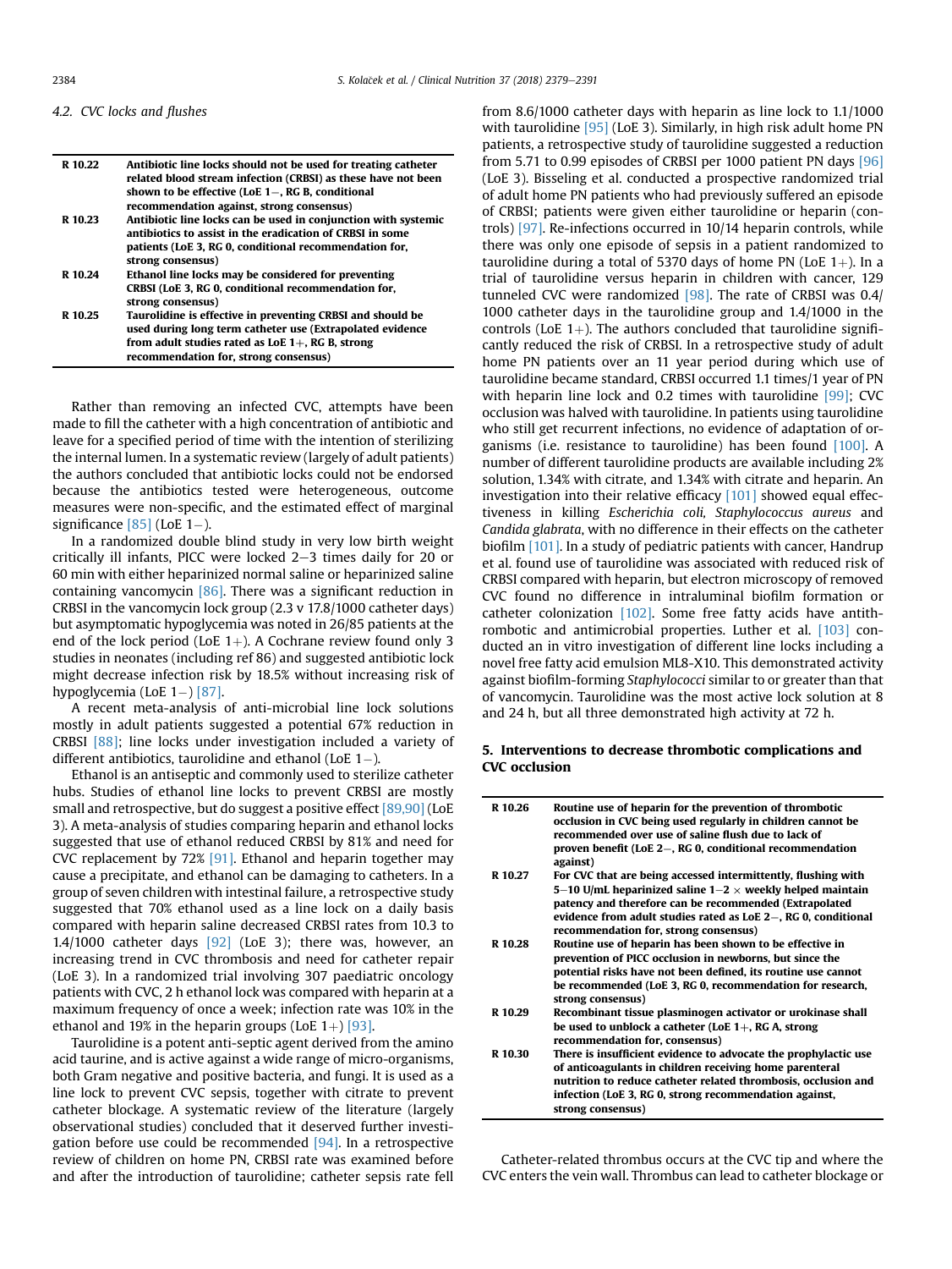### 4.2. CVC locks and flushes

| | |
|---|---|
| R 10.22 | **Antibiotic line locks should not be used for treating catheter related blood stream infection (CRBSI) as these have not been shown to be effective (LoE 1−, RG B, strong recommendation against, strong consensus)** |
| R 10.23 | **Antibiotic line locks can be used in conjunction with systemic antibiotics to assist in the eradication of CRBSI in some patients (LoE 3, RG 0, conditional recommendation for, strong consensus)** |
| R 10.24 | **Ethanol line locks may be considered for preventing CRBSI (LoE 3, RG 0, conditional recommendation for, strong consensus)** |
| R 10.25 | **Taurolidine is effective in preventing CRBSI and should be used during long term catheter use (Extrapolated evidence from adult studies rated as LoE 1+, RG B, strong recommendation for, strong consensus)** |

Rather than removing an infected CVC, attempts have been made to fill the catheter with a high concentration of antibiotic and leave for a specified period of time with the intention of sterilizing the internal lumen. In a systematic review (largely of adult patients) the authors concluded that antibiotic locks could not be endorsed because the antibiotics tested were heterogeneous, outcome measures were non-specific, and the estimated effect of marginal significance [85] (LoE 1−).

In a randomized double blind study in very low birth weight critically ill infants, PICC were locked 2–3 times daily for 20 or 60 min with either heparinized normal saline or heparinized saline containing vancomycin [86]. There was a significant reduction in CRBSI in the vancomycin lock group (2.3 v 17.8/1000 catheter days) but asymptomatic hypoglycemia was noted in 26/85 patients at the end of the lock period (LoE 1+). A Cochrane review found only 3 studies in neonates (including ref 86) and suggested antibiotic lock might decrease infection risk by 18.5% without increasing risk of hypoglycemia (LoE 1−) [87].

A recent meta-analysis of anti-microbial line lock solutions mostly in adult patients suggested a potential 67% reduction in CRBSI [88]; line locks under investigation included a variety of different antibiotics, taurolidine and ethanol (LoE 1−).

Ethanol is an antiseptic and commonly used to sterilize catheter hubs. Studies of ethanol line locks to prevent CRBSI are mostly small and retrospective, but do suggest a positive effect [89,90] (LoE 3). A meta-analysis of studies comparing heparin and ethanol locks suggested that use of ethanol reduced CRBSI by 81% and need for CVC replacement by 72% [91]. Ethanol and heparin together may cause a precipitate, and ethanol can be damaging to catheters. In a group of seven children with intestinal failure, a retrospective study suggested that 70% ethanol used as a line lock on a daily basis compared with heparin saline decreased CRBSI rates from 10.3 to 1.4/1000 catheter days [92] (LoE 3); there was, however, an increasing trend in CVC thrombosis and need for catheter repair (LoE 3). In a randomized trial involving 307 paediatric oncology patients with CVC, 2 h ethanol lock was compared with heparin at a maximum frequency of once a week; infection rate was 10% in the ethanol and 19% in the heparin groups (LoE 1+) [93].

Taurolidine is a potent anti-septic agent derived from the amino acid taurine, and is active against a wide range of micro-organisms, both Gram negative and positive bacteria, and fungi. It is used as a line lock to prevent CVC sepsis, together with citrate to prevent catheter blockage. A systematic review of the literature (largely observational studies) concluded that it deserved further investigation before use could be recommended [94]. In a retrospective review of children on home PN, CRBSI rate was examined before and after the introduction of taurolidine; catheter sepsis rate fell from 8.6/1000 catheter days with heparin as line lock to 1.1/1000 with taurolidine [95] (LoE 3). Similarly, in high risk adult home PN patients, a retrospective study of taurolidine suggested a reduction from 5.71 to 0.99 episodes of CRBSI per 1000 patient PN days [96] (LoE 3). Bisseling et al. conducted a prospective randomized trial of adult home PN patients who had previously suffered an episode of CRBSI; patients were given either taurolidine or heparin (controls) [97]. Re-infections occurred in 10/14 heparin controls, while there was only one episode of sepsis in a patient randomized to taurolidine during a total of 5370 days of home PN (LoE 1+). In a trial of taurolidine versus heparin in children with cancer, 129 tunneled CVC were randomized [98]. The rate of CRBSI was 0.4/1000 catheter days in the taurolidine group and 1.4/1000 in the controls (LoE 1+). The authors concluded that taurolidine significantly reduced the risk of CRBSI. In a retrospective study of adult home PN patients over an 11 year period during which use of taurolidine became standard, CRBSI occurred 1.1 times/1 year of PN with heparin line lock and 0.2 times with taurolidine [99]; CVC occlusion was halved with taurolidine. In patients using taurolidine who still get recurrent infections, no evidence of adaptation of organisms (i.e. resistance to taurolidine) has been found [100]. A number of different taurolidine products are available including 2% solution, 1.34% with citrate, and 1.34% with citrate and heparin. An investigation into their relative efficacy [101] showed equal effectiveness in killing *Escherichia coli, Staphylococcus aureus* and *Candida glabrata*, with no difference in their effects on the catheter biofilm [101]. In a study of pediatric patients with cancer, Handrup et al. found use of taurolidine was associated with reduced risk of CRBSI compared with heparin, but electron microscopy of removed CVC found no difference in intraluminal biofilm formation or catheter colonization [102]. Some free fatty acids have antithrombotic and antimicrobial properties. Luther et al. [103] conducted an in vitro investigation of different line locks including a novel free fatty acid emulsion ML8-X10. This demonstrated activity against biofilm-forming *Staphylococci* similar to or greater than that of vancomycin. Taurolidine was the most active lock solution at 8 and 24 h, but all three demonstrated high activity at 72 h.

## 5. Interventions to decrease thrombotic complications and CVC occlusion

| | |
|---|---|
| R 10.26 | **Routine use of heparin for the prevention of thrombotic occlusion in CVC being used regularly in children cannot be recommended over use of saline flush due to lack of proven benefit (LoE 2−, RG 0, conditional recommendation against)** |
| R 10.27 | **For CVC that are being accessed intermittently, flushing with 5–10 U/mL heparinized saline 1–2 × weekly helped maintain patency and therefore can be recommended (Extrapolated evidence from adult studies rated as LoE 2−, RG 0, conditional recommendation for, strong consensus)** |
| R 10.28 | **Routine use of heparin has been shown to be effective in prevention of PICC occlusion in newborns, but since the potential risks have not been defined, its routine use cannot be recommended (LoE 3, RG 0, recommendation for research, strong consensus)** |
| R 10.29 | **Recombinant tissue plasminogen activator or urokinase shall be used to unblock a catheter (LoE 1+, RG A, strong recommendation for, consensus)** |
| R 10.30 | **There is insufficient evidence to advocate the prophylactic use of anticoagulants in children receiving home parenteral nutrition to reduce catheter related thrombosis, occlusion and infection (LoE 3, RG 0, strong recommendation against, strong consensus)** |

Catheter-related thrombus occurs at the CVC tip and where the CVC enters the vein wall. Thrombus can lead to catheter blockage or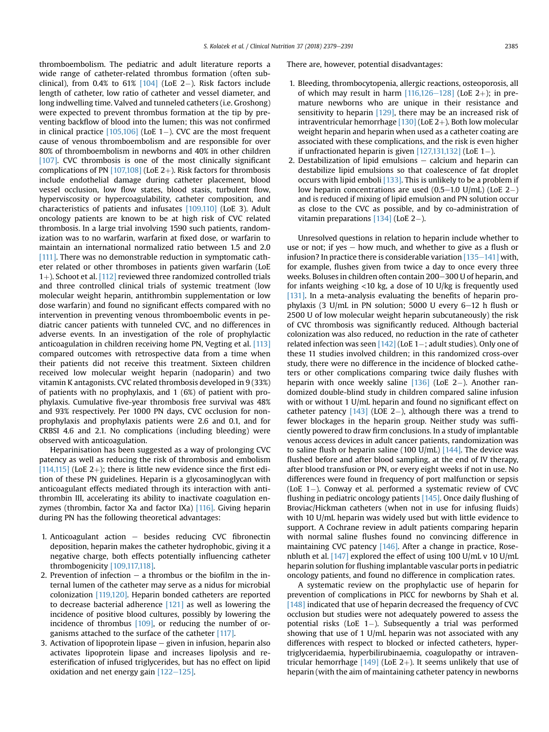thromboembolism. The pediatric and adult literature reports a wide range of catheter-related thrombus formation (often subclinical), from 0.4% to 61% [104] (LoE 2−). Risk factors include length of catheter, low ratio of catheter and vessel diameter, and long indwelling time. Valved and tunneled catheters (i.e. Groshong) were expected to prevent thrombus formation at the tip by preventing backflow of blood into the lumen; this was not confirmed in clinical practice [105,106] (LoE 1−). CVC are the most frequent cause of venous thromboembolism and are responsible for over 80% of thromboembolism in newborns and 40% in other children [107]. CVC thrombosis is one of the most clinically significant complications of PN [107,108] (LoE 2+). Risk factors for thrombosis include endothelial damage during catheter placement, blood vessel occlusion, low flow states, blood stasis, turbulent flow, hyperviscosity or hypercoagulability, catheter composition, and characteristics of patients and infusates [109,110] (LoE 3). Adult oncology patients are known to be at high risk of CVC related thrombosis. In a large trial involving 1590 such patients, randomization was to no warfarin, warfarin at fixed dose, or warfarin to maintain an international normalized ratio between 1.5 and 2.0 [111]. There was no demonstrable reduction in symptomatic catheter related or other thromboses in patients given warfarin (LoE 1+). Schoot et al. [112] reviewed three randomized controlled trials and three controlled clinical trials of systemic treatment (low molecular weight heparin, antithrombin supplementation or low dose warfarin) and found no significant effects compared with no intervention in preventing venous thromboembolic events in pediatric cancer patients with tunneled CVC, and no differences in adverse events. In an investigation of the role of prophylactic anticoagulation in children receiving home PN, Vegting et al. [113] compared outcomes with retrospective data from a time when their patients did not receive this treatment. Sixteen children received low molecular weight heparin (nadoparin) and two vitamin K antagonists. CVC related thrombosis developed in 9 (33%) of patients with no prophylaxis, and 1 (6%) of patient with prophylaxis. Cumulative five-year thrombosis free survival was 48% and 93% respectively. Per 1000 PN days, CVC occlusion for non-prophylaxis and prophylaxis patients were 2.6 and 0.1, and for CRBSI 4.6 and 2.1. No complications (including bleeding) were observed with anticoagulation.

Heparinisation has been suggested as a way of prolonging CVC patency as well as reducing the risk of thrombosis and embolism [114,115] (LoE 2+); there is little new evidence since the first edition of these PN guidelines. Heparin is a glycosaminoglycan with anticoagulant effects mediated through its interaction with antithrombin III, accelerating its ability to inactivate coagulation enzymes (thrombin, factor Xa and factor IXa) [116]. Giving heparin during PN has the following theoretical advantages:

1. Anticoagulant action − besides reducing CVC fibronectin deposition, heparin makes the catheter hydrophobic, giving it a negative charge, both effects potentially influencing catheter thrombogenicity [109,117,118].
2. Prevention of infection − a thrombus or the biofilm in the internal lumen of the catheter may serve as a nidus for microbial colonization [119,120]. Heparin bonded catheters are reported to decrease bacterial adherence [121] as well as lowering the incidence of positive blood cultures, possibly by lowering the incidence of thrombus [109], or reducing the number of organisms attached to the surface of the catheter [117].
3. Activation of lipoprotein lipase − given in infusion, heparin also activates lipoprotein lipase and increases lipolysis and re-esterification of infused triglycerides, but has no effect on lipid oxidation and net energy gain [122−125].

There are, however, potential disadvantages:

1. Bleeding, thrombocytopenia, allergic reactions, osteoporosis, all of which may result in harm [116,126−128] (LoE 2+); in premature newborns who are unique in their resistance and sensitivity to heparin [129], there may be an increased risk of intraventricular hemorrhage [130] (LoE 2+). Both low molecular weight heparin and heparin when used as a catheter coating are associated with these complications, and the risk is even higher if unfractionated heparin is given [127,131,132] (LoE 1−).
2. Destabilization of lipid emulsions − calcium and heparin can destabilize lipid emulsions so that coalescence of fat droplet occurs with lipid emboli [133]. This is unlikely to be a problem if low heparin concentrations are used (0.5−1.0 U/mL) (LoE 2−) and is reduced if mixing of lipid emulsion and PN solution occur as close to the CVC as possible, and by co-administration of vitamin preparations [134] (LoE 2−).

Unresolved questions in relation to heparin include whether to use or not; if yes − how much, and whether to give as a flush or infusion? In practice there is considerable variation [135−141] with, for example, flushes given from twice a day to once every three weeks. Boluses in children often contain 200−300 U of heparin, and for infants weighing <10 kg, a dose of 10 U/kg is frequently used [131]. In a meta-analysis evaluating the benefits of heparin prophylaxis (3 U/mL in PN solution; 5000 U every 6−12 h flush or 2500 U of low molecular weight heparin subcutaneously) the risk of CVC thrombosis was significantly reduced. Although bacterial colonization was also reduced, no reduction in the rate of catheter related infection was seen [142] (LoE 1−; adult studies). Only one of these 11 studies involved children; in this randomized cross-over study, there were no difference in the incidence of blocked catheters or other complications comparing twice daily flushes with heparin with once weekly saline [136] (LoE 2−). Another randomized double-blind study in children compared saline infusion with or without 1 U/mL heparin and found no significant effect on catheter patency [143] (LOE 2−), although there was a trend to fewer blockages in the heparin group. Neither study was sufficiently powered to draw firm conclusions. In a study of implantable venous access devices in adult cancer patients, randomization was to saline flush or heparin saline (100 U/mL) [144]. The device was flushed before and after blood sampling, at the end of IV therapy, after blood transfusion or PN, or every eight weeks if not in use. No differences were found in frequency of port malfunction or sepsis (LoE 1−). Conway et al. performed a systematic review of CVC flushing in pediatric oncology patients [145]. Once daily flushing of Broviac/Hickman catheters (when not in use for infusing fluids) with 10 U/mL heparin was widely used but with little evidence to support. A Cochrane review in adult patients comparing heparin with normal saline flushes found no convincing difference in maintaining CVC patency [146]. After a change in practice, Rosenbluth et al. [147] explored the effect of using 100 U/mL v 10 U/mL heparin solution for flushing implantable vascular ports in pediatric oncology patients, and found no difference in complication rates.

A systematic review on the prophylactic use of heparin for prevention of complications in PICC for newborns by Shah et al. [148] indicated that use of heparin decreased the frequency of CVC occlusion but studies were not adequately powered to assess the potential risks (LoE 1−). Subsequently a trial was performed showing that use of 1 U/mL heparin was not associated with any differences with respect to blocked or infected catheters, hypertriglyceridaemia, hyperbilirubinaemia, coagulopathy or intraventricular hemorrhage [149] (LoE 2+). It seems unlikely that use of heparin (with the aim of maintaining catheter patency in newborns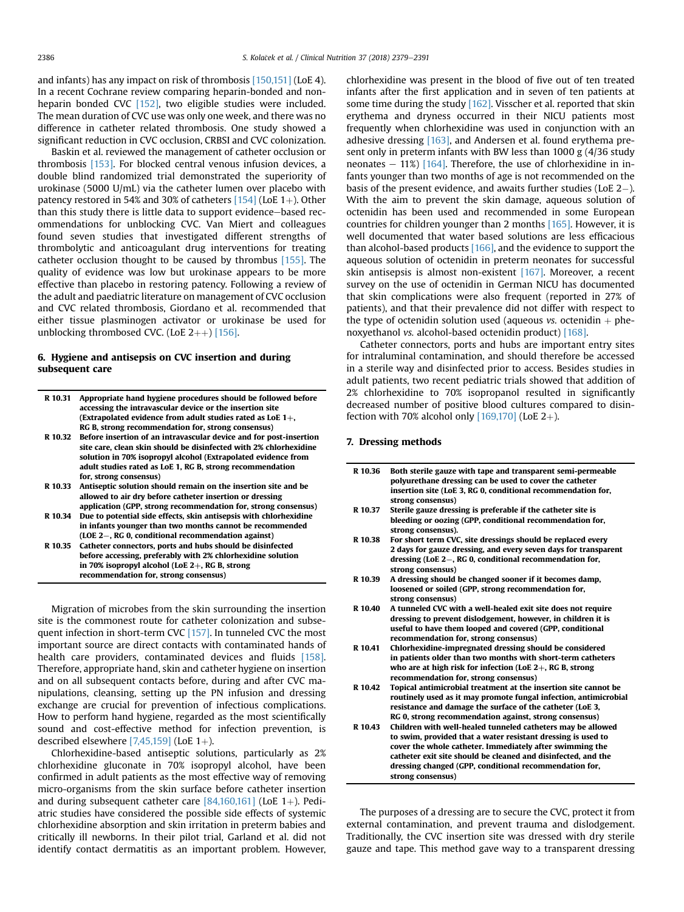and infants) has any impact on risk of thrombosis [150,151] (LoE 4). In a recent Cochrane review comparing heparin-bonded and non-heparin bonded CVC [152], two eligible studies were included. The mean duration of CVC use was only one week, and there was no difference in catheter related thrombosis. One study showed a significant reduction in CVC occlusion, CRBSI and CVC colonization.

Baskin et al. reviewed the management of catheter occlusion or thrombosis [153]. For blocked central venous infusion devices, a double blind randomized trial demonstrated the superiority of urokinase (5000 U/mL) via the catheter lumen over placebo with patency restored in 54% and 30% of catheters [154] (LoE 1+). Other than this study there is little data to support evidence−based recommendations for unblocking CVC. Van Miert and colleagues found seven studies that investigated different strengths of thrombolytic and anticoagulant drug interventions for treating catheter occlusion thought to be caused by thrombus [155]. The quality of evidence was low but urokinase appears to be more effective than placebo in restoring patency. Following a review of the adult and paediatric literature on management of CVC occlusion and CVC related thrombosis, Giordano et al. recommended that either tissue plasminogen activator or urokinase be used for unblocking thrombosed CVC. (LoE 2++) [156].

## 6. Hygiene and antisepsis on CVC insertion and during subsequent care

| | |
|---|---|
| **R 10.31** | **Appropriate hand hygiene procedures should be followed before accessing the intravascular device or the insertion site (Extrapolated evidence from adult studies rated as LoE 1+, RG B, strong recommendation for, strong consensus)** |
| **R 10.32** | **Before insertion of an intravascular device and for post-insertion site care, clean skin should be disinfected with 2% chlorhexidine solution in 70% isopropyl alcohol (Extrapolated evidence from adult studies rated as LoE 1, RG B, strong recommendation for, strong consensus)** |
| **R 10.33** | **Antiseptic solution should remain on the insertion site and be allowed to air dry before catheter insertion or dressing application (GPP, strong recommendation for, strong consensus)** |
| **R 10.34** | **Due to potential side effects, skin antisepsis with chlorhexidine in infants younger than two months cannot be recommended (LOE 2−, RG 0, conditional recommendation against)** |
| **R 10.35** | **Catheter connectors, ports and hubs should be disinfected before accessing, preferably with 2% chlorhexidine solution in 70% isopropyl alcohol (LoE 2+, RG B, strong recommendation for, strong consensus)** |

Migration of microbes from the skin surrounding the insertion site is the commonest route for catheter colonization and subsequent infection in short-term CVC [157]. In tunneled CVC the most important source are direct contacts with contaminated hands of health care providers, contaminated devices and fluids [158]. Therefore, appropriate hand, skin and catheter hygiene on insertion and on all subsequent contacts before, during and after CVC manipulations, cleansing, setting up the PN infusion and dressing exchange are crucial for prevention of infectious complications. How to perform hand hygiene, regarded as the most scientifically sound and cost-effective method for infection prevention, is described elsewhere [7,45,159] (LoE 1+).

Chlorhexidine-based antiseptic solutions, particularly as 2% chlorhexidine gluconate in 70% isopropyl alcohol, have been confirmed in adult patients as the most effective way of removing micro-organisms from the skin surface before catheter insertion and during subsequent catheter care [84,160,161] (LoE 1+). Pediatric studies have considered the possible side effects of systemic chlorhexidine absorption and skin irritation in preterm babies and critically ill newborns. In their pilot trial, Garland et al. did not identify contact dermatitis as an important problem. However, chlorhexidine was present in the blood of five out of ten treated infants after the first application and in seven of ten patients at some time during the study [162]. Visscher et al. reported that skin erythema and dryness occurred in their NICU patients most frequently when chlorhexidine was used in conjunction with an adhesive dressing [163], and Andersen et al. found erythema present only in preterm infants with BW less than 1000 g (4/36 study neonates − 11%) [164]. Therefore, the use of chlorhexidine in infants younger than two months of age is not recommended on the basis of the present evidence, and awaits further studies (LoE 2−). With the aim to prevent the skin damage, aqueous solution of octenidin has been used and recommended in some European countries for children younger than 2 months [165]. However, it is well documented that water based solutions are less efficacious than alcohol-based products [166], and the evidence to support the aqueous solution of octenidin in preterm neonates for successful skin antisepsis is almost non-existent [167]. Moreover, a recent survey on the use of octenidin in German NICU has documented that skin complications were also frequent (reported in 27% of patients), and that their prevalence did not differ with respect to the type of octenidin solution used (aqueous *vs.* octenidin + phenoxyethanol *vs.* alcohol-based octenidin product) [168].

Catheter connectors, ports and hubs are important entry sites for intraluminal contamination, and should therefore be accessed in a sterile way and disinfected prior to access. Besides studies in adult patients, two recent pediatric trials showed that addition of 2% chlorhexidine to 70% isopropanol resulted in significantly decreased number of positive blood cultures compared to disinfection with 70% alcohol only [169,170] (LoE 2+).

## 7. Dressing methods

| | |
|---|---|
| **R 10.36** | **Both sterile gauze with tape and transparent semi-permeable polyurethane dressing can be used to cover the catheter insertion site (LoE 3, RG 0, conditional recommendation for, strong consensus)** |
| **R 10.37** | **Sterile gauze dressing is preferable if the catheter site is bleeding or oozing (GPP, conditional recommendation for, strong consensus).** |
| **R 10.38** | **For short term CVC, site dressings should be replaced every 2 days for gauze dressing, and every seven days for transparent dressing (LoE 2−, RG 0, conditional recommendation for, strong consensus)** |
| **R 10.39** | **A dressing should be changed sooner if it becomes damp, loosened or soiled (GPP, strong recommendation for, strong consensus)** |
| **R 10.40** | **A tunneled CVC with a well-healed exit site does not require dressing to prevent dislodgement, however, in children it is useful to have them looped and covered (GPP, conditional recommendation for, strong consensus)** |
| **R 10.41** | **Chlorhexidine-impregnated dressing should be considered in patients older than two months with short-term catheters who are at high risk for infection (LoE 2+, RG B, strong recommendation for, strong consensus)** |
| **R 10.42** | **Topical antimicrobial treatment at the insertion site cannot be routinely used as it may promote fungal infection, antimicrobial resistance and damage the surface of the catheter (LoE 3, RG 0, strong recommendation against, strong consensus)** |
| **R 10.43** | **Children with well-healed tunneled catheters may be allowed to swim, provided that a water resistant dressing is used to cover the whole catheter. Immediately after swimming the catheter exit site should be cleaned and disinfected, and the dressing changed (GPP, conditional recommendation for, strong consensus)** |

The purposes of a dressing are to secure the CVC, protect it from external contamination, and prevent trauma and dislodgement. Traditionally, the CVC insertion site was dressed with dry sterile gauze and tape. This method gave way to a transparent dressing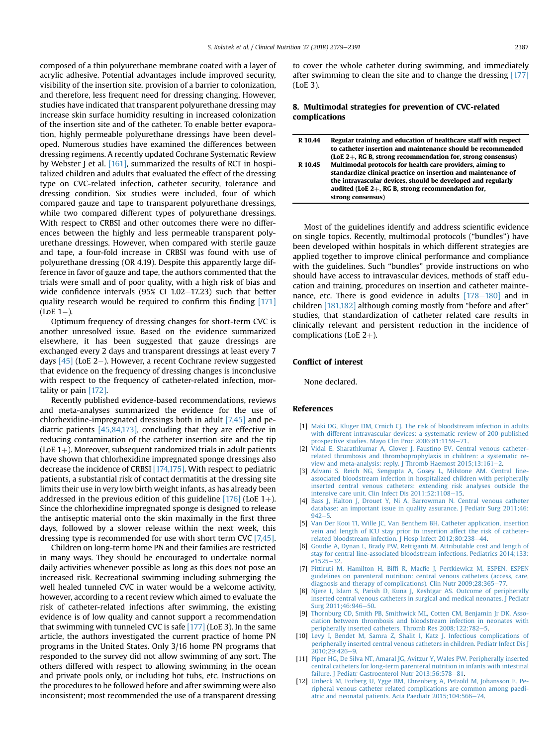composed of a thin polyurethane membrane coated with a layer of acrylic adhesive. Potential advantages include improved security, visibility of the insertion site, provision of a barrier to colonization, and therefore, less frequent need for dressing changing. However, studies have indicated that transparent polyurethane dressing may increase skin surface humidity resulting in increased colonization of the insertion site and of the catheter. To enable better evaporation, highly permeable polyurethane dressings have been developed. Numerous studies have examined the differences between dressing regimens. A recently updated Cochrane Systematic Review by Webster J et al. [161], summarized the results of RCT in hospitalized children and adults that evaluated the effect of the dressing type on CVC-related infection, catheter security, tolerance and dressing condition. Six studies were included, four of which compared gauze and tape to transparent polyurethane dressings, while two compared different types of polyurethane dressings. With respect to CRBSI and other outcomes there were no differences between the highly and less permeable transparent polyurethane dressings. However, when compared with sterile gauze and tape, a four-fold increase in CRBSI was found with use of polyurethane dressing (OR 4.19). Despite this apparently large difference in favor of gauze and tape, the authors commented that the trials were small and of poor quality, with a high risk of bias and wide confidence intervals (95% CI 1.02–17.23) such that better quality research would be required to confirm this finding [171] (LoE 1−).

Optimum frequency of dressing changes for short-term CVC is another unresolved issue. Based on the evidence summarized elsewhere, it has been suggested that gauze dressings are exchanged every 2 days and transparent dressings at least every 7 days [45] (LoE 2−). However, a recent Cochrane review suggested that evidence on the frequency of dressing changes is inconclusive with respect to the frequency of catheter-related infection, mortality or pain [172].

Recently published evidence-based recommendations, reviews and meta-analyses summarized the evidence for the use of chlorhexidine-impregnated dressings both in adult [7,45] and pediatric patients [45,84,173], concluding that they are effective in reducing contamination of the catheter insertion site and the tip (LoE 1+). Moreover, subsequent randomized trials in adult patients have shown that chlorhexidine impregnated sponge dressings also decrease the incidence of CRBSI [174,175]. With respect to pediatric patients, a substantial risk of contact dermatitis at the dressing site limits their use in very low birth weight infants, as has already been addressed in the previous edition of this guideline [176] (LoE 1+). Since the chlorhexidine impregnated sponge is designed to release the antiseptic material onto the skin maximally in the first three days, followed by a slower release within the next week, this dressing type is recommended for use with short term CVC [7,45].

Children on long-term home PN and their families are restricted in many ways. They should be encouraged to undertake normal daily activities whenever possible as long as this does not pose an increased risk. Recreational swimming including submerging the well healed tunneled CVC in water would be a welcome activity, however, according to a recent review which aimed to evaluate the risk of catheter-related infections after swimming, the existing evidence is of low quality and cannot support a recommendation that swimming with tunneled CVC is safe [177] (LoE 3). In the same article, the authors investigated the current practice of home PN programs in the United States. Only 3/16 home PN programs that responded to the survey did not allow swimming of any sort. The others differed with respect to allowing swimming in the ocean and private pools only, or including hot tubs, etc. Instructions on the procedures to be followed before and after swimming were also inconsistent; most recommended the use of a transparent dressing to cover the whole catheter during swimming, and immediately after swimming to clean the site and to change the dressing [177] (LoE 3).

## 8. Multimodal strategies for prevention of CVC-related complications

| | |
|---|---|
| **R 10.44** | **Regular training and education of healthcare staff with respect to catheter insertion and maintenance should be recommended (LoE 2+, RG B, strong recommendation for, strong consensus)** |
| **R 10.45** | **Multimodal protocols for health care providers, aiming to standardize clinical practice on insertion and maintenance of the intravascular devices, should be developed and regularly audited (LoE 2+, RG B, strong recommendation for, strong consensus)** |

Most of the guidelines identify and address scientific evidence on single topics. Recently, multimodal protocols ("bundles") have been developed within hospitals in which different strategies are applied together to improve clinical performance and compliance with the guidelines. Such "bundles" provide instructions on who should have access to intravascular devices, methods of staff education and training, procedures on insertion and catheter maintenance, etc. There is good evidence in adults [178–180] and in children [181,182] although coming mostly from "before and after" studies, that standardization of catheter related care results in clinically relevant and persistent reduction in the incidence of complications (LoE 2+).

## Conflict of interest

None declared.

## References

[1] Maki DG, Kluger DM, Crnich CJ. The risk of bloodstream infection in adults with different intravascular devices: a systematic review of 200 published prospective studies. Mayo Clin Proc 2006;81:1159–71.

[2] Vidal E, Sharathkumar A, Glover J, Faustino EV. Central venous catheter-related thrombosis and thromboprophylaxis in children: a systematic review and meta-analysis: reply. J Thromb Haemost 2015;13:161–2.

[3] Advani S, Reich NG, Sengupta A, Gosey L, Milstone AM. Central line-associated bloodstream infection in hospitalized children with peripherally inserted central venous catheters: extending risk analyses outside the intensive care unit. Clin Infect Dis 2011;52:1108–15.

[4] Bass J, Halton J, Drouet Y, Ni A, Barrowman N. Central venous catheter database: an important issue in quality assurance. J Pediatr Surg 2011;46:942–5.

[5] Van Der Kooi TI, Wille JC, Van Benthem BH. Catheter application, insertion vein and length of ICU stay prior to insertion affect the risk of catheter-related bloodstream infection. J Hosp Infect 2012;80:238–44.

[6] Goudie A, Dynan L, Brady PW, Rettiganti M. Attributable cost and length of stay for central line-associated bloodstream infections. Pediatrics 2014;133:e1525–32.

[7] Pittiruti M, Hamilton H, Biffi R, Macfie J, Pertkiewicz M, ESPEN. ESPEN guidelines on parenteral nutrition: central venous catheters (access, care, diagnosis and therapy of complications). Clin Nutr 2009;28:365–77.

[8] Njere I, Islam S, Parish D, Kuna J, Keshtgar AS. Outcome of peripherally inserted central venous catheters in surgical and medical neonates. J Pediatr Surg 2011;46:946–50.

[9] Thornburg CD, Smith PB, Smithwick ML, Cotten CM, Benjamin Jr DK. Association between thrombosis and bloodstream infection in neonates with peripherally inserted catheters. Thromb Res 2008;122:782–5.

[10] Levy I, Bendet M, Samra Z, Shalit I, Katz J. Infectious complications of peripherally inserted central venous catheters in children. Pediatr Infect Dis J 2010;29:426–9.

[11] Piper HG, De Silva NT, Amaral JG, Avitzur Y, Wales PW. Peripherally inserted central catheters for long-term parenteral nutrition in infants with intestinal failure. J Pediatr Gastroenterol Nutr 2013;56:578–81.

[12] Unbeck M, Forberg U, Ygge BM, Ehrenberg A, Petzold M, Johansson E. Peripheral venous catheter related complications are common among paediatric and neonatal patients. Acta Paediatr 2015;104:566–74.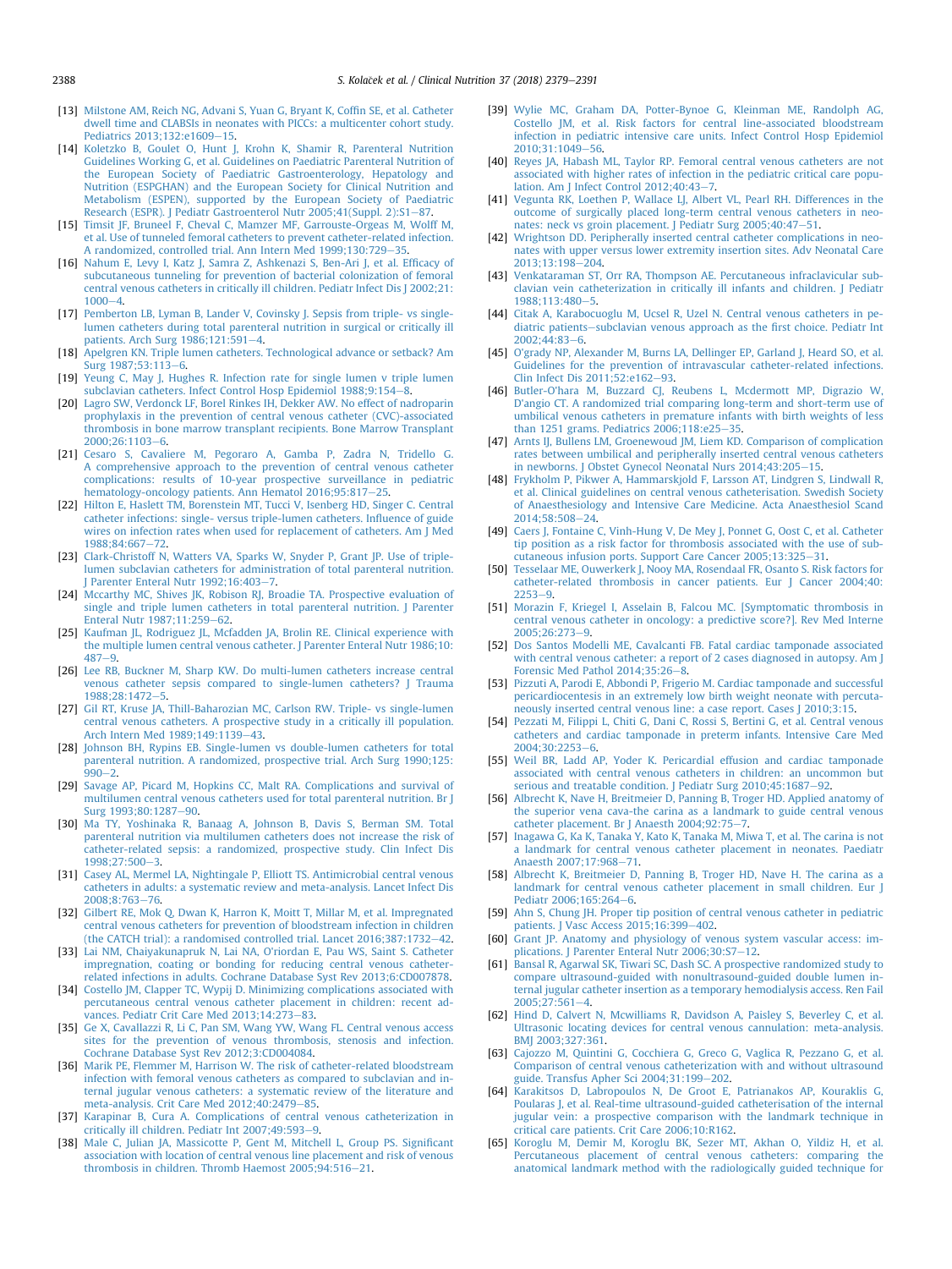[13] Milstone AM, Reich NG, Advani S, Yuan G, Bryant K, Coffin SE, et al. Catheter dwell time and CLABSIs in neonates with PICCs: a multicenter cohort study. Pediatrics 2013;132:e1609–15.

[14] Koletzko B, Goulet O, Hunt J, Krohn K, Shamir R, Parenteral Nutrition Guidelines Working G, et al. Guidelines on Paediatric Parenteral Nutrition of the European Society of Paediatric Gastroenterology, Hepatology and Nutrition (ESPGHAN) and the European Society for Clinical Nutrition and Metabolism (ESPEN), supported by the European Society of Paediatric Research (ESPR). J Pediatr Gastroenterol Nutr 2005;41(Suppl. 2):S1–87.

[15] Timsit JF, Bruneel F, Cheval C, Mamzer MF, Garrouste-Orgeas M, Wolff M, et al. Use of tunneled femoral catheters to prevent catheter-related infection. A randomized, controlled trial. Ann Intern Med 1999;130:729–35.

[16] Nahum E, Levy I, Katz J, Samra Z, Ashkenazi S, Ben-Ari J, et al. Efficacy of subcutaneous tunneling for prevention of bacterial colonization of femoral central venous catheters in critically ill children. Pediatr Infect Dis J 2002;21:1000–4.

[17] Pemberton LB, Lyman B, Lander V, Covinsky J. Sepsis from triple- vs single-lumen catheters during total parenteral nutrition in surgical or critically ill patients. Arch Surg 1986;121:591–4.

[18] Apelgren KN. Triple lumen catheters. Technological advance or setback? Am Surg 1987;53:113–6.

[19] Yeung C, May J, Hughes R. Infection rate for single lumen v triple lumen subclavian catheters. Infect Control Hosp Epidemiol 1988;9:154–8.

[20] Lagro SW, Verdonck LF, Borel Rinkes IH, Dekker AW. No effect of nadroparin prophylaxis in the prevention of central venous catheter (CVC)-associated thrombosis in bone marrow transplant recipients. Bone Marrow Transplant 2000;26:1103–6.

[21] Cesaro S, Cavaliere M, Pegoraro A, Gamba P, Zadra N, Tridello G. A comprehensive approach to the prevention of central venous catheter complications: results of 10-year prospective surveillance in pediatric hematology-oncology patients. Ann Hematol 2016;95:817–25.

[22] Hilton E, Haslett TM, Borenstein MT, Tucci V, Isenberg HD, Singer C. Central catheter infections: single- versus triple-lumen catheters. Influence of guide wires on infection rates when used for replacement of catheters. Am J Med 1988;84:667–72.

[23] Clark-Christoff N, Watters VA, Sparks W, Snyder P, Grant JP. Use of triple-lumen subclavian catheters for administration of total parenteral nutrition. J Parenter Enteral Nutr 1992;16:403–7.

[24] Mccarthy MC, Shives JK, Robison RJ, Broadie TA. Prospective evaluation of single and triple lumen catheters in total parenteral nutrition. J Parenter Enteral Nutr 1987;11:259–62.

[25] Kaufman JL, Rodriguez JL, Mcfadden JA, Brolin RE. Clinical experience with the multiple lumen central venous catheter. J Parenter Enteral Nutr 1986;10:487–9.

[26] Lee RB, Buckner M, Sharp KW. Do multi-lumen catheters increase central venous catheter sepsis compared to single-lumen catheters? J Trauma 1988;28:1472–5.

[27] Gil RT, Kruse JA, Thill-Baharozian MC, Carlson RW. Triple- vs single-lumen central venous catheters. A prospective study in a critically ill population. Arch Intern Med 1989;149:1139–43.

[28] Johnson BH, Rypins EB. Single-lumen vs double-lumen catheters for total parenteral nutrition. A randomized, prospective trial. Arch Surg 1990;125:990–2.

[29] Savage AP, Picard M, Hopkins CC, Malt RA. Complications and survival of multilumen central venous catheters used for total parenteral nutrition. Br J Surg 1993;80:1287–90.

[30] Ma TY, Yoshinaka R, Banaag A, Johnson B, Davis S, Berman SM. Total parenteral nutrition via multilumen catheters does not increase the risk of catheter-related sepsis: a randomized, prospective study. Clin Infect Dis 1998;27:500–3.

[31] Casey AL, Mermel LA, Nightingale P, Elliott TS. Antimicrobial central venous catheters in adults: a systematic review and meta-analysis. Lancet Infect Dis 2008;8:763–76.

[32] Gilbert RE, Mok Q, Dwan K, Harron K, Moitt T, Millar M, et al. Impregnated central venous catheters for prevention of bloodstream infection in children (the CATCH trial): a randomised controlled trial. Lancet 2016;387:1732–42.

[33] Lai NM, Chaiyakunapruk N, Lai NA, O'riordan E, Pau WS, Saint S. Catheter impregnation, coating or bonding for reducing central venous catheter-related infections in adults. Cochrane Database Syst Rev 2013;6:CD007878.

[34] Costello JM, Clapper TC, Wypij D. Minimizing complications associated with percutaneous central venous catheter placement in children: recent advances. Pediatr Crit Care Med 2013;14:273–83.

[35] Ge X, Cavallazzi R, Li C, Pan SM, Wang YW, Wang FL. Central venous access sites for the prevention of venous thrombosis, stenosis and infection. Cochrane Database Syst Rev 2012;3:CD004084.

[36] Marik PE, Flemmer M, Harrison W. The risk of catheter-related bloodstream infection with femoral venous catheters as compared to subclavian and internal jugular venous catheters: a systematic review of the literature and meta-analysis. Crit Care Med 2012;40:2479–85.

[37] Karapinar B, Cura A. Complications of central venous catheterization in critically ill children. Pediatr Int 2007;49:593–9.

[38] Male C, Julian JA, Massicotte P, Gent M, Mitchell L, Group PS. Significant association with location of central venous line placement and risk of venous thrombosis in children. Thromb Haemost 2005;94:516–21.

[39] Wylie MC, Graham DA, Potter-Bynoe G, Kleinman ME, Randolph AG, Costello JM, et al. Risk factors for central line-associated bloodstream infection in pediatric intensive care units. Infect Control Hosp Epidemiol 2010;31:1049–56.

[40] Reyes JA, Habash ML, Taylor RP. Femoral central venous catheters are not associated with higher rates of infection in the pediatric critical care population. Am J Infect Control 2012;40:43–7.

[41] Vegunta RK, Loethen P, Wallace LJ, Albert VL, Pearl RH. Differences in the outcome of surgically placed long-term central venous catheters in neonates: neck vs groin placement. J Pediatr Surg 2005;40:47–51.

[42] Wrightson DD. Peripherally inserted central catheter complications in neonates with upper versus lower extremity insertion sites. Adv Neonatal Care 2013;13:198–204.

[43] Venkataraman ST, Orr RA, Thompson AE. Percutaneous infraclavicular subclavian vein catheterization in critically ill infants and children. J Pediatr 1988;113:480–5.

[44] Citak A, Karabocuoglu M, Ucsel R, Uzel N. Central venous catheters in pediatric patients—subclavian venous approach as the first choice. Pediatr Int 2002;44:83–6.

[45] O'grady NP, Alexander M, Burns LA, Dellinger EP, Garland J, Heard SO, et al. Guidelines for the prevention of intravascular catheter-related infections. Clin Infect Dis 2011;52:e162–93.

[46] Butler-O'hara M, Buzzard CJ, Reubens L, Mcdermott MP, Digrazio W, D'angio CT. A randomized trial comparing long-term and short-term use of umbilical venous catheters in premature infants with birth weights of less than 1251 grams. Pediatrics 2006;118:e25–35.

[47] Arnts IJ, Bullens LM, Groenewoud JM, Liem KD. Comparison of complication rates between umbilical and peripherally inserted central venous catheters in newborns. J Obstet Gynecol Neonatal Nurs 2014;43:205–15.

[48] Frykholm P, Pikwer A, Hammarskjold F, Larsson AT, Lindgren S, Lindwall R, et al. Clinical guidelines on central venous catheterisation. Swedish Society of Anaesthesiology and Intensive Care Medicine. Acta Anaesthesiol Scand 2014;58:508–24.

[49] Caers J, Fontaine C, Vinh-Hung V, De Mey J, Ponnet G, Oost C, et al. Catheter tip position as a risk factor for thrombosis associated with the use of subcutaneous infusion ports. Support Care Cancer 2005;13:325–31.

[50] Tesselaar ME, Ouwerkerk J, Nooy MA, Rosendaal FR, Osanto S. Risk factors for catheter-related thrombosis in cancer patients. Eur J Cancer 2004;40:2253–9.

[51] Morazin F, Kriegel I, Asselain B, Falcou MC. [Symptomatic thrombosis in central venous catheter in oncology: a predictive score?]. Rev Med Interne 2005;26:273–9.

[52] Dos Santos Modelli ME, Cavalcanti FB. Fatal cardiac tamponade associated with central venous catheter: a report of 2 cases diagnosed in autopsy. Am J Forensic Med Pathol 2014;35:26–8.

[53] Pizzuti A, Parodi E, Abbondi P, Frigerio M. Cardiac tamponade and successful pericardiocentesis in an extremely low birth weight neonate with percutaneously inserted central venous line: a case report. Cases J 2010;3:15.

[54] Pezzati M, Filippi L, Chiti G, Dani C, Rossi S, Bertini G, et al. Central venous catheters and cardiac tamponade in preterm infants. Intensive Care Med 2004;30:2253–6.

[55] Weil BR, Ladd AP, Yoder K. Pericardial effusion and cardiac tamponade associated with central venous catheters in children: an uncommon but serious and treatable condition. J Pediatr Surg 2010;45:1687–92.

[56] Albrecht K, Nave H, Breitmeier D, Panning B, Troger HD. Applied anatomy of the superior vena cava-the carina as a landmark to guide central venous catheter placement. Br J Anaesth 2004;92:75–7.

[57] Inagawa G, Ka K, Tanaka Y, Kato K, Tanaka M, Miwa T, et al. The carina is not a landmark for central venous catheter placement in neonates. Paediatr Anaesth 2007;17:968–71.

[58] Albrecht K, Breitmeier D, Panning B, Troger HD, Nave H. The carina as a landmark for central venous catheter placement in small children. Eur J Pediatr 2006;165:264–6.

[59] Ahn S, Chung JH. Proper tip position of central venous catheter in pediatric patients. J Vasc Access 2015;16:399–402.

[60] Grant JP. Anatomy and physiology of venous system vascular access: implications. J Parenter Enteral Nutr 2006;30:S7–12.

[61] Bansal R, Agarwal SK, Tiwari SC, Dash SC. A prospective randomized study to compare ultrasound-guided with nonultrasound-guided double lumen internal jugular catheter insertion as a temporary hemodialysis access. Ren Fail 2005;27:561–4.

[62] Hind D, Calvert N, Mcwilliams R, Davidson A, Paisley S, Beverley C, et al. Ultrasonic locating devices for central venous cannulation: meta-analysis. BMJ 2003;327:361.

[63] Cajozzo M, Quintini G, Cocchiera G, Greco G, Vaglica R, Pezzano G, et al. Comparison of central venous catheterization with and without ultrasound guide. Transfus Apher Sci 2004;31:199–202.

[64] Karakitsos D, Labropoulos N, De Groot E, Patrianakos AP, Kouraklis G, Poularas J, et al. Real-time ultrasound-guided catheterisation of the internal jugular vein: a prospective comparison with the landmark technique in critical care patients. Crit Care 2006;10:R162.

[65] Koroglu M, Demir M, Koroglu BK, Sezer MT, Akhan O, Yildiz H, et al. Percutaneous placement of central venous catheters: comparing the anatomical landmark method with the radiologically guided technique for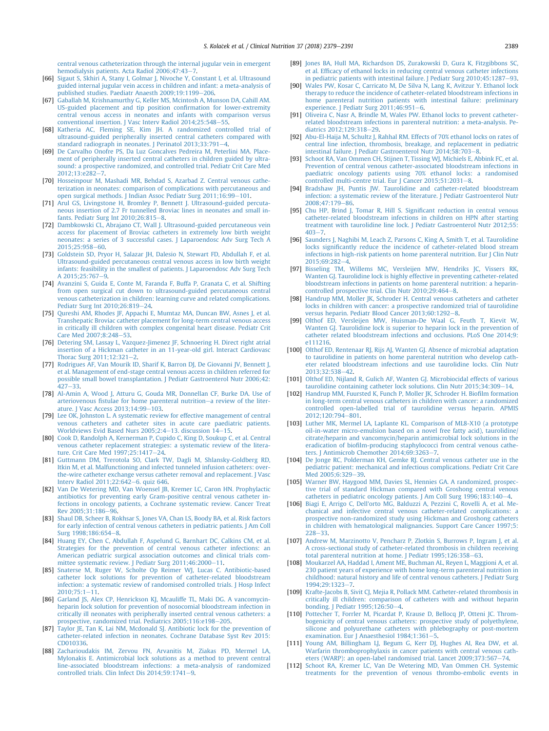central venous catheterization through the internal jugular vein in emergent hemodialysis patients. Acta Radiol 2006;47:43–7.

[66] Sigaut S, Skhiri A, Stany I, Golmar J, Nivoche Y, Constant I, et al. Ultrasound guided internal jugular vein access in children and infant: a meta-analysis of published studies. Paediatr Anaesth 2009;19:1199–206.

[67] Gaballah M, Krishnamurthy G, Keller MS, Mcintosh A, Munson DA, Cahill AM. US-guided placement and tip position confirmation for lower-extremity central venous access in neonates and infants with comparison versus conventional insertion. J Vasc Interv Radiol 2014;25:548–55.

[68] Katheria AC, Fleming SE, Kim JH. A randomized controlled trial of ultrasound-guided peripherally inserted central catheters compared with standard radiograph in neonates. J Perinatol 2013;33:791–4.

[69] De Carvalho Onofre PS, Da Luz Goncalves Pedreira M, Peterlini MA. Placement of peripherally inserted central catheters in children guided by ultrasound: a prospective randomized, and controlled trial. Pediatr Crit Care Med 2012;13:e282–7.

[70] Hosseinpour M, Mashadi MR, Behdad S, Azarbad Z. Central venous catheterization in neonates: comparison of complications with percutaneous and open surgical methods. J Indian Assoc Pediatr Surg 2011;16:99–101.

[71] Arul GS, Livingstone H, Bromley P, Bennett J. Ultrasound-guided percutaneous insertion of 2.7 Fr tunnelled Broviac lines in neonates and small infants. Pediatr Surg Int 2010;26:815–8.

[72] Dambkowski CL, Abrajano CT, Wall J. Ultrasound-guided percutaneous vein access for placement of Broviac catheters in extremely low birth weight neonates: a series of 3 successful cases. J Laparoendosc Adv Surg Tech A 2015;25:958–60.

[73] Goldstein SD, Pryor H, Salazar JH, Dalesio N, Stewart FD, Abdullah F, et al. Ultrasound-guided percutaneous central venous access in low birth weight infants: feasibility in the smallest of patients. J Laparoendosc Adv Surg Tech A 2015;25:767–9.

[74] Avanzini S, Guida E, Conte M, Faranda F, Buffa P, Granata C, et al. Shifting from open surgical cut down to ultrasound-guided percutaneous central venous catheterization in children: learning curve and related complications. Pediatr Surg Int 2010;26:819–24.

[75] Qureshi AM, Rhodes JF, Appachi E, Mumtaz MA, Duncan BW, Asnes J, et al. Transhepatic Broviac catheter placement for long-term central venous access in critically ill children with complex congenital heart disease. Pediatr Crit Care Med 2007;8:248–53.

[76] Detering SM, Lassay L, Vazquez-Jimenez JF, Schnoering H. Direct right atrial insertion of a Hickman catheter in an 11-year-old girl. Interact Cardiovasc Thorac Surg 2011;12:321–2.

[77] Rodrigues AF, Van Mourik ID, Sharif K, Barron DJ, De Giovanni JV, Bennett J, et al. Management of end-stage central venous access in children referred for possible small bowel transplantation. J Pediatr Gastroenterol Nutr 2006;42:427–33.

[78] Al-Amin A, Wood J, Atturu G, Gouda MR, Donnellan CF, Burke DA. Use of arteriovenous fistulae for home parenteral nutrition—a review of the literature. J Vasc Access 2013;14:99–103.

[79] Lee OK, Johnston L. A systematic review for effective management of central venous catheters and catheter sites in acute care paediatric patients. Worldviews Evid Based Nurs 2005;2:4–13. discussion 14–15.

[80] Cook D, Randolph A, Kernerman P, Cupido C, King D, Soukup C, et al. Central venous catheter replacement strategies: a systematic review of the literature. Crit Care Med 1997;25:1417–24.

[81] Guttmann DM, Trerotola SO, Clark TW, Dagli M, Shlansky-Goldberg RD, Itkin M, et al. Malfunctioning and infected tunneled infusion catheters: over-the-wire catheter exchange versus catheter removal and replacement. J Vasc Interv Radiol 2011;22:642–6. quiz 646.

[82] Van De Wetering MD, Van Woensel JB, Kremer LC, Caron HN. Prophylactic antibiotics for preventing early Gram-positive central venous catheter infections in oncology patients, a Cochrane systematic review. Cancer Treat Rev 2005;31:186–96.

[83] Shaul DB, Scheer B, Rokhsar S, Jones VA, Chan LS, Boody BA, et al. Risk factors for early infection of central venous catheters in pediatric patients. J Am Coll Surg 1998;186:654–8.

[84] Huang EY, Chen C, Abdullah F, Aspelund G, Barnhart DC, Calkins CM, et al. Strategies for the prevention of central venous catheter infections: an American pediatric surgical association outcomes and clinical trials committee systematic review. J Pediatr Surg 2011;46:2000–11.

[85] Snaterse M, Ruger W, Scholte Op Reimer WJ, Lucas C. Antibiotic-based catheter lock solutions for prevention of catheter-related bloodstream infection: a systematic review of randomised controlled trials. J Hosp Infect 2010;75:1–11.

[86] Garland JS, Alex CP, Henrickson KJ, Mcauliffe TL, Maki DG. A vancomycin-heparin lock solution for prevention of nosocomial bloodstream infection in critically ill neonates with peripherally inserted central venous catheters: a prospective, randomized trial. Pediatrics 2005;116:e198–205.

[87] Taylor JE, Tan K, Lai NM, Mcdonald SJ. Antibiotic lock for the prevention of catheter-related infection in neonates. Cochrane Database Syst Rev 2015: CD010336.

[88] Zacharioudakis IM, Zervou FN, Arvanitis M, Ziakas PD, Mermel LA, Mylonakis E. Antimicrobial lock solutions as a method to prevent central line-associated bloodstream infections: a meta-analysis of randomized controlled trials. Clin Infect Dis 2014;59:1741–9.

[89] Jones BA, Hull MA, Richardson DS, Zurakowski D, Gura K, Fitzgibbons SC, et al. Efficacy of ethanol locks in reducing central venous catheter infections in pediatric patients with intestinal failure. J Pediatr Surg 2010;45:1287–93.

[90] Wales PW, Kosar C, Carricato M, De Silva N, Lang K, Avitzur Y. Ethanol lock therapy to reduce the incidence of catheter-related bloodstream infections in home parenteral nutrition patients with intestinal failure: preliminary experience. J Pediatr Surg 2011;46:951–6.

[91] Oliveira C, Nasr A, Brindle M, Wales PW. Ethanol locks to prevent catheter-related bloodstream infections in parenteral nutrition: a meta-analysis. Pediatrics 2012;129:318–29.

[92] Abu-El-Haija M, Schultz J, Rahhal RM. Effects of 70% ethanol locks on rates of central line infection, thrombosis, breakage, and replacement in pediatric intestinal failure. J Pediatr Gastroenterol Nutr 2014;58:703–8.

[93] Schoot RA, Van Ommen CH, Stijnen T, Tissing WJ, Michiels E, Abbink FC, et al. Prevention of central venous catheter-associated bloodstream infections in paediatric oncology patients using 70% ethanol locks: a randomised controlled multi-centre trial. Eur J Cancer 2015;51:2031–8.

[94] Bradshaw JH, Puntis JW. Taurolidine and catheter-related bloodstream infection: a systematic review of the literature. J Pediatr Gastroenterol Nutr 2008;47:179–86.

[95] Chu HP, Brind J, Tomar R, Hill S. Significant reduction in central venous catheter-related bloodstream infections in children on HPN after starting treatment with taurolidine line lock. J Pediatr Gastroenterol Nutr 2012;55: 403–7.

[96] Saunders J, Naghibi M, Leach Z, Parsons C, King A, Smith T, et al. Taurolidine locks significantly reduce the incidence of catheter-related blood stream infections in high-risk patients on home parenteral nutrition. Eur J Clin Nutr 2015;69:282–4.

[97] Bisseling TM, Willems MC, Versleijen MW, Hendriks JC, Vissers RK, Wanten GJ. Taurolidine lock is highly effective in preventing catheter-related bloodstream infections in patients on home parenteral nutrition: a heparin-controlled prospective trial. Clin Nutr 2010;29:464–8.

[98] Handrup MM, Moller JK, Schroder H. Central venous catheters and catheter locks in children with cancer: a prospective randomized trial of taurolidine versus heparin. Pediatr Blood Cancer 2013;60:1292–8.

[99] Olthof ED, Versleijen MW, Huisman-De Waal G, Feuth T, Kievit W, Wanten GJ. Taurolidine lock is superior to heparin lock in the prevention of catheter related bloodstream infections and occlusions. PLoS One 2014;9: e111216.

[100] Olthof ED, Rentenaar RJ, Rijs AJ, Wanten GJ. Absence of microbial adaptation to taurolidine in patients on home parenteral nutrition who develop catheter related bloodstream infections and use taurolidine locks. Clin Nutr 2013;32:538–42.

[101] Olthof ED, Nijland R, Gulich AF, Wanten GJ. Microbiocidal effects of various taurolidine containing catheter lock solutions. Clin Nutr 2015;34:309–14.

[102] Handrup MM, Fuursted K, Funch P, Moller JK, Schroder H. Biofilm formation in long-term central venous catheters in children with cancer: a randomized controlled open-labelled trial of taurolidine versus heparin. APMIS 2012;120:794–801.

[103] Luther MK, Mermel LA, Laplante KL. Comparison of ML8-X10 (a prototype oil-in-water micro-emulsion based on a novel free fatty acid), taurolidine/citrate/heparin and vancomycin/heparin antimicrobial lock solutions in the eradication of biofilm-producing staphylococci from central venous catheters. J Antimicrob Chemother 2014;69:3263–7.

[104] De Jonge RC, Polderman KH, Gemke RJ. Central venous catheter use in the pediatric patient: mechanical and infectious complications. Pediatr Crit Care Med 2005;6:329–39.

[105] Warner BW, Haygood MM, Davies SL, Hennies GA. A randomized, prospective trial of standard Hickman compared with Groshong central venous catheters in pediatric oncology patients. J Am Coll Surg 1996;183:140–4.

[106] Biagi E, Arrigo C, Dell'orto MG, Balduzzi A, Pezzini C, Rovelli A, et al. Mechanical and infective central venous catheter-related complications: a prospective non-randomized study using Hickman and Groshong catheters in children with hematological malignancies. Support Care Cancer 1997;5: 228–33.

[107] Andrew M, Marzinotto V, Pencharz P, Zlotkin S, Burrows P, Ingram J, et al. A cross-sectional study of catheter-related thrombosis in children receiving total parenteral nutrition at home. J Pediatr 1995;126:358–63.

[108] Moukarzel AA, Haddad I, Ament ME, Buchman AL, Reyen L, Maggioni A, et al. 230 patient years of experience with home long-term parenteral nutrition in childhood: natural history and life of central venous catheters. J Pediatr Surg 1994;29:1323–7.

[109] Krafte-Jacobs B, Sivit CJ, Mejia R, Pollack MM. Catheter-related thrombosis in critically ill children: comparison of catheters with and without heparin bonding. J Pediatr 1995;126:50–4.

[110] Pottecher T, Forrler M, Picardat P, Krause D, Bellocq JP, Otteni JC. Thrombogenicity of central venous catheters: prospective study of polyethylene, silicone and polyurethane catheters with phlebography or post-mortem examination. Eur J Anaesthesiol 1984;1:361–5.

[111] Young AM, Billingham LJ, Begum G, Kerr DJ, Hughes AI, Rea DW, et al. Warfarin thromboprophylaxis in cancer patients with central venous catheters (WARP): an open-label randomised trial. Lancet 2009;373:567–74.

[112] Schoot RA, Kremer LC, Van De Wetering MD, Van Ommen CH. Systemic treatments for the prevention of venous thrombo-embolic events in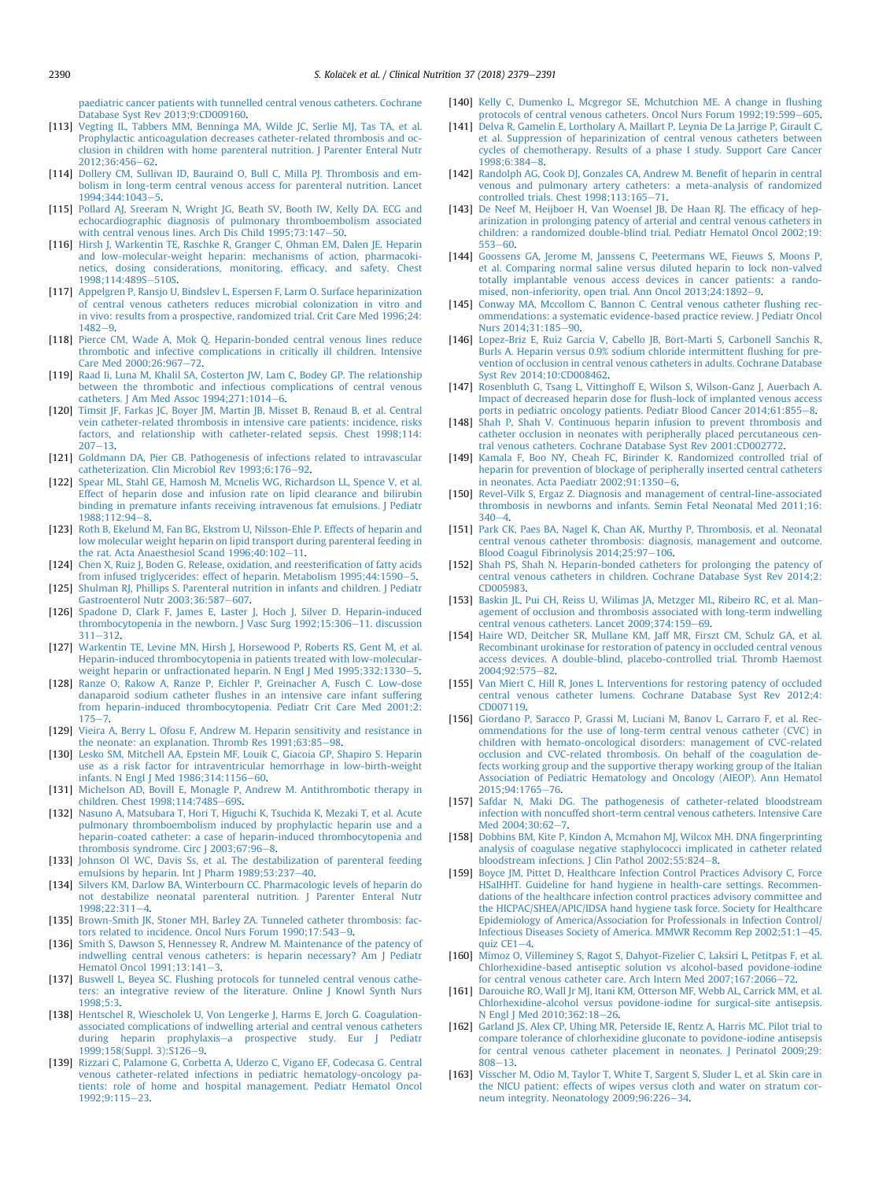paediatric cancer patients with tunnelled central venous catheters. Cochrane Database Syst Rev 2013;9:CD009160.

[113] Vegting IL, Tabbers MM, Benninga MA, Wilde JC, Serlie MJ, Tas TA, et al. Prophylactic anticoagulation decreases catheter-related thrombosis and occlusion in children with home parenteral nutrition. J Parenter Enteral Nutr 2012;36:456–62.

[114] Dollery CM, Sullivan ID, Bauraind O, Bull C, Milla PJ. Thrombosis and embolism in long-term central venous access for parenteral nutrition. Lancet 1994;344:1043–5.

[115] Pollard AJ, Sreeram N, Wright JG, Beath SV, Booth IW, Kelly DA. ECG and echocardiographic diagnosis of pulmonary thromboembolism associated with central venous lines. Arch Dis Child 1995;73:147–50.

[116] Hirsh J, Warkentin TE, Raschke R, Granger C, Ohman EM, Dalen JE. Heparin and low-molecular-weight heparin: mechanisms of action, pharmacokinetics, dosing considerations, monitoring, efficacy, and safety. Chest 1998;114:489S–510S.

[117] Appelgren P, Ransjo U, Bindslev L, Espersen F, Larm O. Surface heparinization of central venous catheters reduces microbial colonization in vitro and in vivo: results from a prospective, randomized trial. Crit Care Med 1996;24:1482–9.

[118] Pierce CM, Wade A, Mok Q. Heparin-bonded central venous lines reduce thrombotic and infective complications in critically ill children. Intensive Care Med 2000;26:967–72.

[119] Raad Ii, Luna M, Khalil SA, Costerton JW, Lam C, Bodey GP. The relationship between the thrombotic and infectious complications of central venous catheters. J Am Med Assoc 1994;271:1014–6.

[120] Timsit JF, Farkas JC, Boyer JM, Martin JB, Misset B, Renaud B, et al. Central vein catheter-related thrombosis in intensive care patients: incidence, risks factors, and relationship with catheter-related sepsis. Chest 1998;114:207–13.

[121] Goldmann DA, Pier GB. Pathogenesis of infections related to intravascular catheterization. Clin Microbiol Rev 1993;6:176–92.

[122] Spear ML, Stahl GE, Hamosh M, Mcnelis WG, Richardson LL, Spence V, et al. Effect of heparin dose and infusion rate on lipid clearance and bilirubin binding in premature infants receiving intravenous fat emulsions. J Pediatr 1988;112:94–8.

[123] Roth B, Ekelund M, Fan BG, Ekstrom U, Nilsson-Ehle P. Effects of heparin and low molecular weight heparin on lipid transport during parenteral feeding in the rat. Acta Anaesthesiol Scand 1996;40:102–11.

[124] Chen X, Ruiz J, Boden G. Release, oxidation, and reesterification of fatty acids from infused triglycerides: effect of heparin. Metabolism 1995;44:1590–5.

[125] Shulman RJ, Phillips S. Parenteral nutrition in infants and children. J Pediatr Gastroenterol Nutr 2003;36:587–607.

[126] Spadone D, Clark F, James E, Laster J, Hoch J, Silver D. Heparin-induced thrombocytopenia in the newborn. J Vasc Surg 1992;15:306–11. discussion 311–312.

[127] Warkentin TE, Levine MN, Hirsh J, Horsewood P, Roberts RS, Gent M, et al. Heparin-induced thrombocytopenia in patients treated with low-molecular-weight heparin or unfractionated heparin. N Engl J Med 1995;332:1330–5.

[128] Ranze O, Rakow A, Ranze P, Eichler P, Greinacher A, Fusch C. Low-dose danaparoid sodium catheter flushes in an intensive care infant suffering from heparin-induced thrombocytopenia. Pediatr Crit Care Med 2001;2:175–7.

[129] Vieira A, Berry L, Ofosu F, Andrew M. Heparin sensitivity and resistance in the neonate: an explanation. Thromb Res 1991;63:85–98.

[130] Lesko SM, Mitchell AA, Epstein MF, Louik C, Giacoia GP, Shapiro S. Heparin use as a risk factor for intraventricular hemorrhage in low-birth-weight infants. N Engl J Med 1986;314:1156–60.

[131] Michelson AD, Bovill E, Monagle P, Andrew M. Antithrombotic therapy in children. Chest 1998;114:748S–69S.

[132] Nasuno A, Matsubara T, Hori T, Higuchi K, Tsuchida K, Mezaki T, et al. Acute pulmonary thromboembolism induced by prophylactic heparin use and a heparin-coated catheter: a case of heparin-induced thrombocytopenia and thrombosis syndrome. Circ J 2003;67:96–8.

[133] Johnson Ol WC, Davis Ss, et al. The destabilization of parenteral feeding emulsions by heparin. Int J Pharm 1989;53:237–40.

[134] Silvers KM, Darlow BA, Winterbourn CC. Pharmacologic levels of heparin do not destabilize neonatal parenteral nutrition. J Parenter Enteral Nutr 1998;22:311–4.

[135] Brown-Smith JK, Stoner MH, Barley ZA. Tunneled catheter thrombosis: factors related to incidence. Oncol Nurs Forum 1990;17:543–9.

[136] Smith S, Dawson S, Hennessey R, Andrew M. Maintenance of the patency of indwelling central venous catheters: is heparin necessary? Am J Pediatr Hematol Oncol 1991;13:141–3.

[137] Buswell L, Beyea SC. Flushing protocols for tunneled central venous catheters: an integrative review of the literature. Online J Knowl Synth Nurs 1998;5:3.

[138] Hentschel R, Wiescholek U, Von Lengerke J, Harms E, Jorch G. Coagulation-associated complications of indwelling arterial and central venous catheters during heparin prophylaxis—a prospective study. Eur J Pediatr 1999;158(Suppl. 3):S126–9.

[139] Rizzari C, Palamone G, Corbetta A, Uderzo C, Vigano EF, Codecasa G. Central venous catheter-related infections in pediatric hematology-oncology patients: role of home and hospital management. Pediatr Hematol Oncol 1992;9:115–23.

[140] Kelly C, Dumenko L, Mcgregor SE, Mchutchion ME. A change in flushing protocols of central venous catheters. Oncol Nurs Forum 1992;19:599–605.

[141] Delva R, Gamelin E, Lortholary A, Maillart P, Leynia De La Jarrige P, Girault C, et al. Suppression of heparinization of central venous catheters between cycles of chemotherapy. Results of a phase I study. Support Care Cancer 1998;6:384–8.

[142] Randolph AG, Cook DJ, Gonzales CA, Andrew M. Benefit of heparin in central venous and pulmonary artery catheters: a meta-analysis of randomized controlled trials. Chest 1998;113:165–71.

[143] De Neef M, Heijboer H, Van Woensel JB, De Haan RJ. The efficacy of heparinization in prolonging patency of arterial and central venous catheters in children: a randomized double-blind trial. Pediatr Hematol Oncol 2002;19:553–60.

[144] Goossens GA, Jerome M, Janssens C, Peetermans WE, Fieuws S, Moons P, et al. Comparing normal saline versus diluted heparin to lock non-valved totally implantable venous access devices in cancer patients: a randomised, non-inferiority, open trial. Ann Oncol 2013;24:1892–9.

[145] Conway MA, Mccollom C, Bannon C. Central venous catheter flushing recommendations: a systematic evidence-based practice review. J Pediatr Oncol Nurs 2014;31:185–90.

[146] Lopez-Briz E, Ruiz Garcia V, Cabello JB, Bort-Marti S, Carbonell Sanchis R, Burls A. Heparin versus 0.9% sodium chloride intermittent flushing for prevention of occlusion in central venous catheters in adults. Cochrane Database Syst Rev 2014;10:CD008462.

[147] Rosenbluth G, Tsang L, Vittinghoff E, Wilson S, Wilson-Ganz J, Auerbach A. Impact of decreased heparin dose for flush-lock of implanted venous access ports in pediatric oncology patients. Pediatr Blood Cancer 2014;61:855–8.

[148] Shah P, Shah V. Continuous heparin infusion to prevent thrombosis and catheter occlusion in neonates with peripherally placed percutaneous central venous catheters. Cochrane Database Syst Rev 2001:CD002772.

[149] Kamala F, Boo NY, Cheah FC, Birinder K. Randomized controlled trial of heparin for prevention of blockage of peripherally inserted central catheters in neonates. Acta Paediatr 2002;91:1350–6.

[150] Revel-Vilk S, Ergaz Z. Diagnosis and management of central-line-associated thrombosis in newborns and infants. Semin Fetal Neonatal Med 2011;16:340–4.

[151] Park CK, Paes BA, Nagel K, Chan AK, Murthy P, Thrombosis, et al. Neonatal central venous catheter thrombosis: diagnosis, management and outcome. Blood Coagul Fibrinolysis 2014;25:97–106.

[152] Shah PS, Shah N. Heparin-bonded catheters for prolonging the patency of central venous catheters in children. Cochrane Database Syst Rev 2014;2:CD005983.

[153] Baskin JL, Pui CH, Reiss U, Wilimas JA, Metzger ML, Ribeiro RC, et al. Management of occlusion and thrombosis associated with long-term indwelling central venous catheters. Lancet 2009;374:159–69.

[154] Haire WD, Deitcher SR, Mullane KM, Jaff MR, Firszt CM, Schulz GA, et al. Recombinant urokinase for restoration of patency in occluded central venous access devices. A double-blind, placebo-controlled trial. Thromb Haemost 2004;92:575–82.

[155] Van Miert C, Hill R, Jones L. Interventions for restoring patency of occluded central venous catheter lumens. Cochrane Database Syst Rev 2012;4:CD007119.

[156] Giordano P, Saracco P, Grassi M, Luciani M, Banov L, Carraro F, et al. Recommendations for the use of long-term central venous catheter (CVC) in children with hemato-oncological disorders: management of CVC-related occlusion and CVC-related thrombosis. On behalf of the coagulation defects working group and the supportive therapy working group of the Italian Association of Pediatric Hematology and Oncology (AIEOP). Ann Hematol 2015;94:1765–76.

[157] Safdar N, Maki DG. The pathogenesis of catheter-related bloodstream infection with noncuffed short-term central venous catheters. Intensive Care Med 2004;30:62–7.

[158] Dobbins BM, Kite P, Kindon A, Mcmahon MJ, Wilcox MH. DNA fingerprinting analysis of coagulase negative staphylococci implicated in catheter related bloodstream infections. J Clin Pathol 2002;55:824–8.

[159] Boyce JM, Pittet D, Healthcare Infection Control Practices Advisory C, Force HSaIHHT. Guideline for hand hygiene in health-care settings. Recommendations of the healthcare infection control practices advisory committee and the HICPAC/SHEA/APIC/IDSA hand hygiene task force. Society for Healthcare Epidemiology of America/Association for Professionals in Infection Control/Infectious Diseases Society of America. MMWR Recomm Rep 2002;51:1–45. quiz CE1–4.

[160] Mimoz O, Villeminey S, Ragot S, Dahyot-Fizelier C, Laksiri L, Petitpas F, et al. Chlorhexidine-based antiseptic solution vs alcohol-based povidone-iodine for central venous catheter care. Arch Intern Med 2007;167:2066–72.

[161] Darouiche RO, Wall Jr MJ, Itani KM, Otterson MF, Webb AL, Carrick MM, et al. Chlorhexidine-alcohol versus povidone-iodine for surgical-site antisepsis. N Engl J Med 2010;362:18–26.

[162] Garland JS, Alex CP, Uhing MR, Peterside IE, Rentz A, Harris MC. Pilot trial to compare tolerance of chlorhexidine gluconate to povidone-iodine antisepsis for central venous catheter placement in neonates. J Perinatol 2009;29:808–13.

[163] Visscher M, Odio M, Taylor T, White T, Sargent S, Sluder L, et al. Skin care in the NICU patient: effects of wipes versus cloth and water on stratum corneum integrity. Neonatology 2009;96:226–34.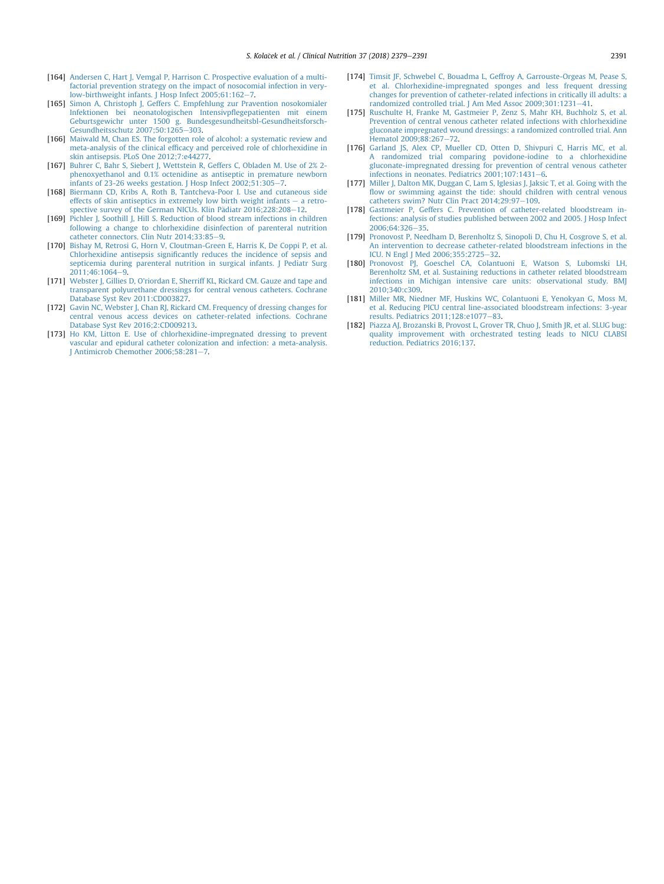[164] Andersen C, Hart J, Vemgal P, Harrison C. Prospective evaluation of a multifactorial prevention strategy on the impact of nosocomial infection in very-low-birthweight infants. J Hosp Infect 2005;61:162–7.

[165] Simon A, Christoph J, Geffers C. Empfehlung zur Pravention nosokomialer Infektionen bei neonatologischen Intensivpflegepatienten mit einem Geburtsgewichr unter 1500 g. Bundesgesundheitsbl-Gesundheitsforsch-Gesundheitsschutz 2007;50:1265–303.

[166] Maiwald M, Chan ES. The forgotten role of alcohol: a systematic review and meta-analysis of the clinical efficacy and perceived role of chlorhexidine in skin antisepsis. PLoS One 2012;7:e44277.

[167] Buhrer C, Bahr S, Siebert J, Wettstein R, Geffers C, Obladen M. Use of 2% 2-phenoxyethanol and 0.1% octenidine as antiseptic in premature newborn infants of 23-26 weeks gestation. J Hosp Infect 2002;51:305–7.

[168] Biermann CD, Kribs A, Roth B, Tantcheva-Poor I. Use and cutaneous side effects of skin antiseptics in extremely low birth weight infants – a retrospective survey of the German NICUs. Klin Pädiatr 2016;228:208–12.

[169] Pichler J, Soothill J, Hill S. Reduction of blood stream infections in children following a change to chlorhexidine disinfection of parenteral nutrition catheter connectors. Clin Nutr 2014;33:85–9.

[170] Bishay M, Retrosi G, Horn V, Cloutman-Green E, Harris K, De Coppi P, et al. Chlorhexidine antisepsis significantly reduces the incidence of sepsis and septicemia during parenteral nutrition in surgical infants. J Pediatr Surg 2011;46:1064–9.

[171] Webster J, Gillies D, O'riordan E, Sherriff KL, Rickard CM. Gauze and tape and transparent polyurethane dressings for central venous catheters. Cochrane Database Syst Rev 2011:CD003827.

[172] Gavin NC, Webster J, Chan RJ, Rickard CM. Frequency of dressing changes for central venous access devices on catheter-related infections. Cochrane Database Syst Rev 2016;2:CD009213.

[173] Ho KM, Litton E. Use of chlorhexidine-impregnated dressing to prevent vascular and epidural catheter colonization and infection: a meta-analysis. J Antimicrob Chemother 2006;58:281–7.

[174] Timsit JF, Schwebel C, Bouadma L, Geffroy A, Garrouste-Orgeas M, Pease S, et al. Chlorhexidine-impregnated sponges and less frequent dressing changes for prevention of catheter-related infections in critically ill adults: a randomized controlled trial. J Am Med Assoc 2009;301:1231–41.

[175] Ruschulte H, Franke M, Gastmeier P, Zenz S, Mahr KH, Buchholz S, et al. Prevention of central venous catheter related infections with chlorhexidine gluconate impregnated wound dressings: a randomized controlled trial. Ann Hematol 2009;88:267–72.

[176] Garland JS, Alex CP, Mueller CD, Otten D, Shivpuri C, Harris MC, et al. A randomized trial comparing povidone-iodine to a chlorhexidine gluconate-impregnated dressing for prevention of central venous catheter infections in neonates. Pediatrics 2001;107:1431–6.

[177] Miller J, Dalton MK, Duggan C, Lam S, Iglesias J, Jaksic T, et al. Going with the flow or swimming against the tide: should children with central venous catheters swim? Nutr Clin Pract 2014;29:97–109.

[178] Gastmeier P, Geffers C. Prevention of catheter-related bloodstream infections: analysis of studies published between 2002 and 2005. J Hosp Infect 2006;64:326–35.

[179] Pronovost P, Needham D, Berenholtz S, Sinopoli D, Chu H, Cosgrove S, et al. An intervention to decrease catheter-related bloodstream infections in the ICU. N Engl J Med 2006;355:2725–32.

[180] Pronovost PJ, Goeschel CA, Colantuoni E, Watson S, Lubomski LH, Berenholtz SM, et al. Sustaining reductions in catheter related bloodstream infections in Michigan intensive care units: observational study. BMJ 2010;340:c309.

[181] Miller MR, Niedner MF, Huskins WC, Colantuoni E, Yenokyan G, Moss M, et al. Reducing PICU central line-associated bloodstream infections: 3-year results. Pediatrics 2011;128:e1077–83.

[182] Piazza AJ, Brozanski B, Provost L, Grover TR, Chuo J, Smith JR, et al. SLUG bug: quality improvement with orchestrated testing leads to NICU CLABSI reduction. Pediatrics 2016;137.